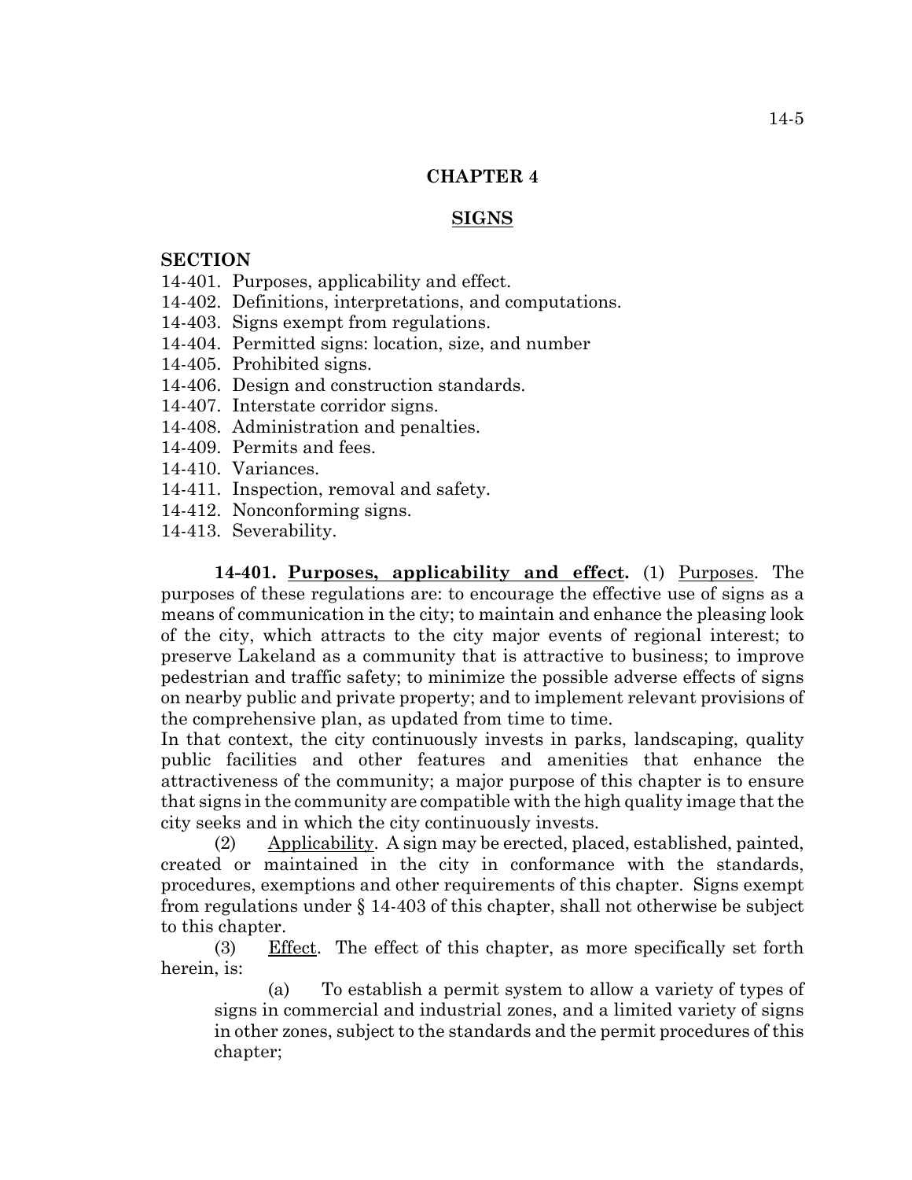# CHAPTER 4

## SIGNS

**SECTION**

14-401. Purposes, applicability and effect.
14-402. Definitions, interpretations, and computations.
14-403. Signs exempt from regulations.
14-404. Permitted signs: location, size, and number
14-405. Prohibited signs.
14-406. Design and construction standards.
14-407. Interstate corridor signs.
14-408. Administration and penalties.
14-409. Permits and fees.
14-410. Variances.
14-411. Inspection, removal and safety.
14-412. Nonconforming signs.
14-413. Severability.

**14-401. Purposes, applicability and effect.** (1) Purposes. The purposes of these regulations are: to encourage the effective use of signs as a means of communication in the city; to maintain and enhance the pleasing look of the city, which attracts to the city major events of regional interest; to preserve Lakeland as a community that is attractive to business; to improve pedestrian and traffic safety; to minimize the possible adverse effects of signs on nearby public and private property; and to implement relevant provisions of the comprehensive plan, as updated from time to time.

In that context, the city continuously invests in parks, landscaping, quality public facilities and other features and amenities that enhance the attractiveness of the community; a major purpose of this chapter is to ensure that signs in the community are compatible with the high quality image that the city seeks and in which the city continuously invests.

(2) Applicability. A sign may be erected, placed, established, painted, created or maintained in the city in conformance with the standards, procedures, exemptions and other requirements of this chapter. Signs exempt from regulations under § 14-403 of this chapter, shall not otherwise be subject to this chapter.

(3) Effect. The effect of this chapter, as more specifically set forth herein, is:

(a) To establish a permit system to allow a variety of types of signs in commercial and industrial zones, and a limited variety of signs in other zones, subject to the standards and the permit procedures of this chapter;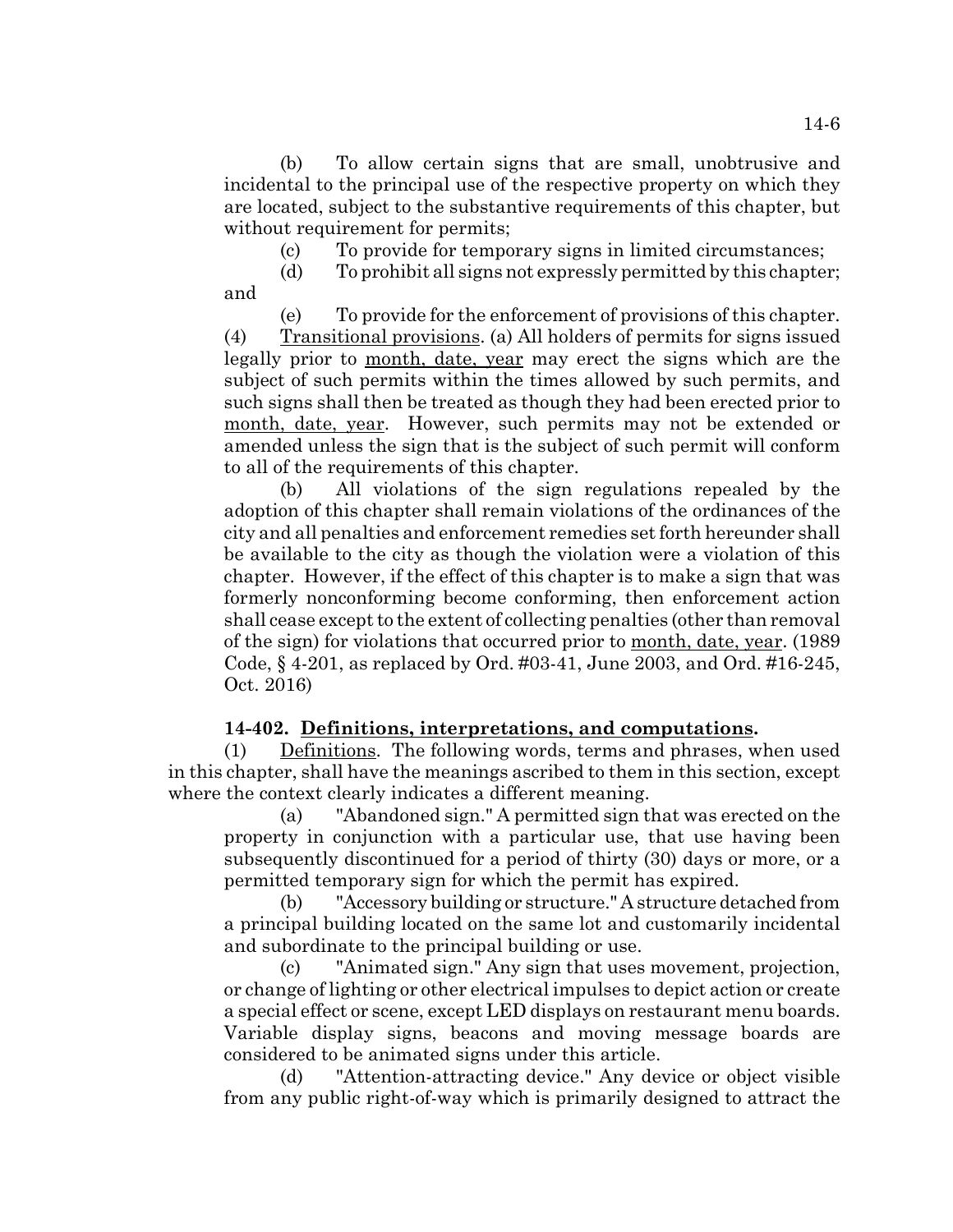(b) To allow certain signs that are small, unobtrusive and incidental to the principal use of the respective property on which they are located, subject to the substantive requirements of this chapter, but without requirement for permits;

(c) To provide for temporary signs in limited circumstances;

(d) To prohibit all signs not expressly permitted by this chapter; and

(e) To provide for the enforcement of provisions of this chapter.

(4) Transitional provisions. (a) All holders of permits for signs issued legally prior to month, date, year may erect the signs which are the subject of such permits within the times allowed by such permits, and such signs shall then be treated as though they had been erected prior to month, date, year. However, such permits may not be extended or amended unless the sign that is the subject of such permit will conform to all of the requirements of this chapter.

(b) All violations of the sign regulations repealed by the adoption of this chapter shall remain violations of the ordinances of the city and all penalties and enforcement remedies set forth hereunder shall be available to the city as though the violation were a violation of this chapter. However, if the effect of this chapter is to make a sign that was formerly nonconforming become conforming, then enforcement action shall cease except to the extent of collecting penalties (other than removal of the sign) for violations that occurred prior to month, date, year. (1989 Code, § 4-201, as replaced by Ord. #03-41, June 2003, and Ord. #16-245, Oct. 2016)

**14-402. Definitions, interpretations, and computations.**

(1) Definitions. The following words, terms and phrases, when used in this chapter, shall have the meanings ascribed to them in this section, except where the context clearly indicates a different meaning.

(a) "Abandoned sign." A permitted sign that was erected on the property in conjunction with a particular use, that use having been subsequently discontinued for a period of thirty (30) days or more, or a permitted temporary sign for which the permit has expired.

(b) "Accessory building or structure." A structure detached from a principal building located on the same lot and customarily incidental and subordinate to the principal building or use.

(c) "Animated sign." Any sign that uses movement, projection, or change of lighting or other electrical impulses to depict action or create a special effect or scene, except LED displays on restaurant menu boards. Variable display signs, beacons and moving message boards are considered to be animated signs under this article.

(d) "Attention-attracting device." Any device or object visible from any public right-of-way which is primarily designed to attract the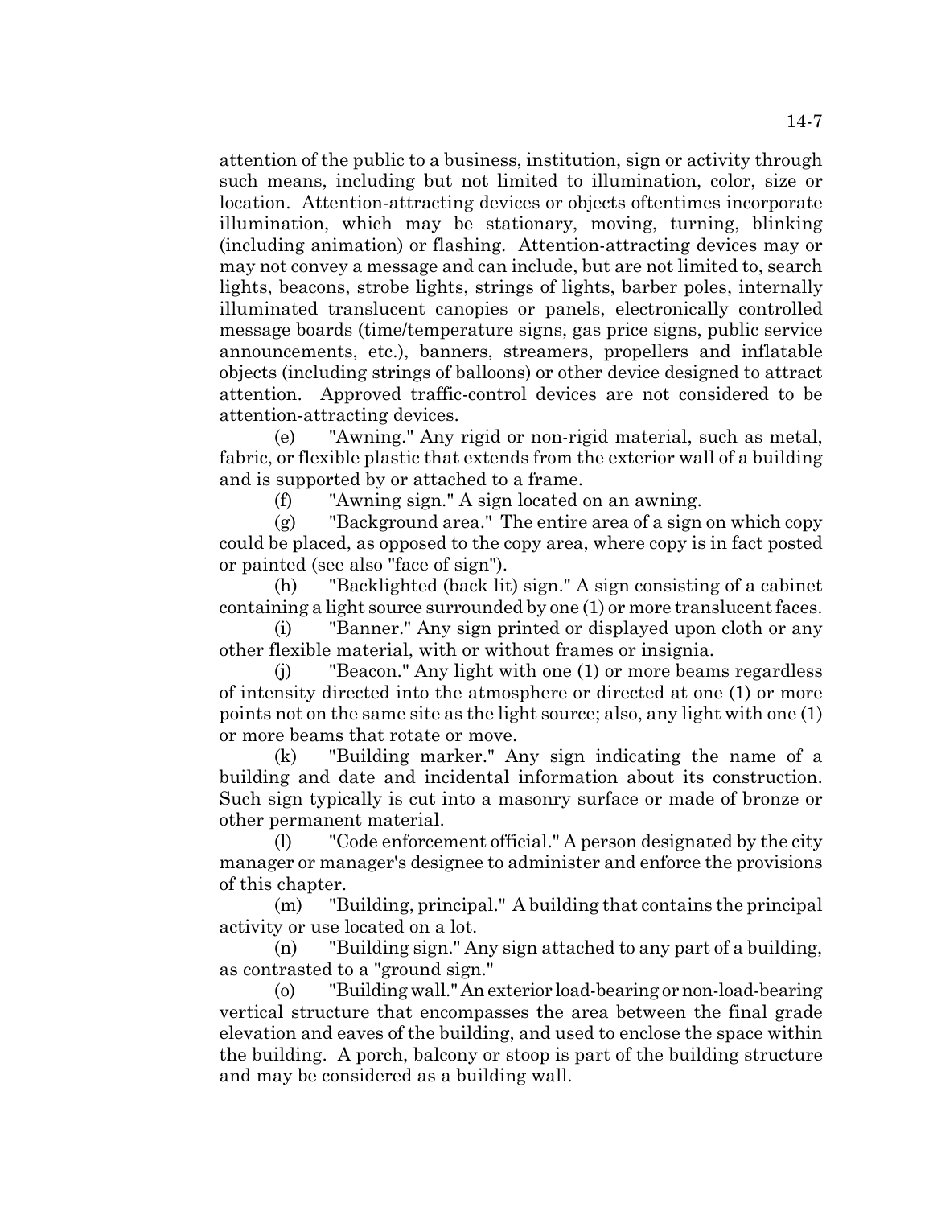attention of the public to a business, institution, sign or activity through such means, including but not limited to illumination, color, size or location. Attention-attracting devices or objects oftentimes incorporate illumination, which may be stationary, moving, turning, blinking (including animation) or flashing. Attention-attracting devices may or may not convey a message and can include, but are not limited to, search lights, beacons, strobe lights, strings of lights, barber poles, internally illuminated translucent canopies or panels, electronically controlled message boards (time/temperature signs, gas price signs, public service announcements, etc.), banners, streamers, propellers and inflatable objects (including strings of balloons) or other device designed to attract attention. Approved traffic-control devices are not considered to be attention-attracting devices.

(e) "Awning." Any rigid or non-rigid material, such as metal, fabric, or flexible plastic that extends from the exterior wall of a building and is supported by or attached to a frame.

(f) "Awning sign." A sign located on an awning.

(g) "Background area." The entire area of a sign on which copy could be placed, as opposed to the copy area, where copy is in fact posted or painted (see also "face of sign").

(h) "Backlighted (back lit) sign." A sign consisting of a cabinet containing a light source surrounded by one (1) or more translucent faces.

(i) "Banner." Any sign printed or displayed upon cloth or any other flexible material, with or without frames or insignia.

(j) "Beacon." Any light with one (1) or more beams regardless of intensity directed into the atmosphere or directed at one (1) or more points not on the same site as the light source; also, any light with one (1) or more beams that rotate or move.

(k) "Building marker." Any sign indicating the name of a building and date and incidental information about its construction. Such sign typically is cut into a masonry surface or made of bronze or other permanent material.

(l) "Code enforcement official." A person designated by the city manager or manager's designee to administer and enforce the provisions of this chapter.

(m) "Building, principal." A building that contains the principal activity or use located on a lot.

(n) "Building sign." Any sign attached to any part of a building, as contrasted to a "ground sign."

(o) "Building wall." An exterior load-bearing or non-load-bearing vertical structure that encompasses the area between the final grade elevation and eaves of the building, and used to enclose the space within the building. A porch, balcony or stoop is part of the building structure and may be considered as a building wall.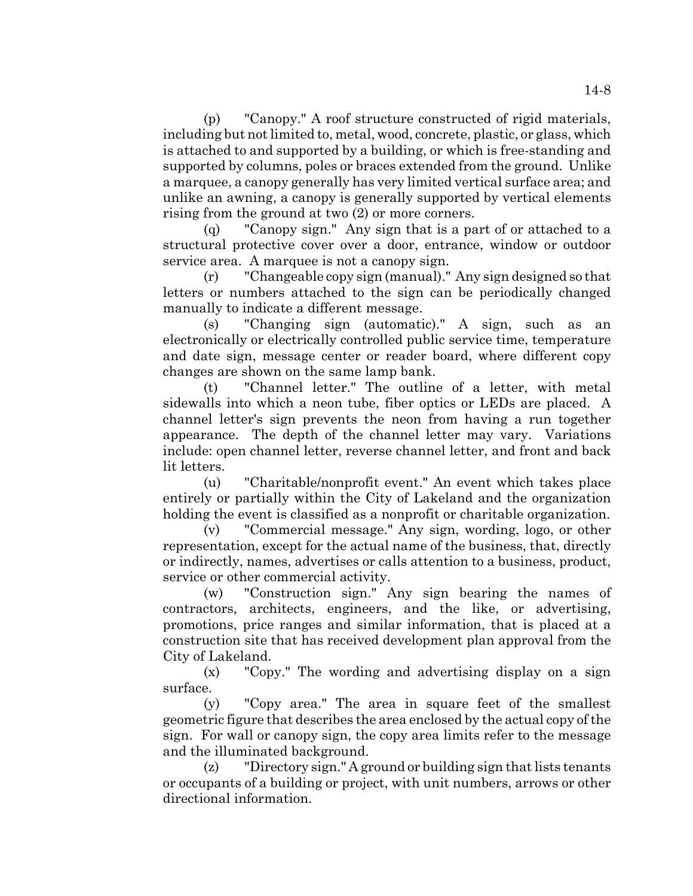(p) "Canopy." A roof structure constructed of rigid materials, including but not limited to, metal, wood, concrete, plastic, or glass, which is attached to and supported by a building, or which is free-standing and supported by columns, poles or braces extended from the ground. Unlike a marquee, a canopy generally has very limited vertical surface area; and unlike an awning, a canopy is generally supported by vertical elements rising from the ground at two (2) or more corners.

(q) "Canopy sign." Any sign that is a part of or attached to a structural protective cover over a door, entrance, window or outdoor service area. A marquee is not a canopy sign.

(r) "Changeable copy sign (manual)." Any sign designed so that letters or numbers attached to the sign can be periodically changed manually to indicate a different message.

(s) "Changing sign (automatic)." A sign, such as an electronically or electrically controlled public service time, temperature and date sign, message center or reader board, where different copy changes are shown on the same lamp bank.

(t) "Channel letter." The outline of a letter, with metal sidewalls into which a neon tube, fiber optics or LEDs are placed. A channel letter's sign prevents the neon from having a run together appearance. The depth of the channel letter may vary. Variations include: open channel letter, reverse channel letter, and front and back lit letters.

(u) "Charitable/nonprofit event." An event which takes place entirely or partially within the City of Lakeland and the organization holding the event is classified as a nonprofit or charitable organization.

(v) "Commercial message." Any sign, wording, logo, or other representation, except for the actual name of the business, that, directly or indirectly, names, advertises or calls attention to a business, product, service or other commercial activity.

(w) "Construction sign." Any sign bearing the names of contractors, architects, engineers, and the like, or advertising, promotions, price ranges and similar information, that is placed at a construction site that has received development plan approval from the City of Lakeland.

(x) "Copy." The wording and advertising display on a sign surface.

(y) "Copy area." The area in square feet of the smallest geometric figure that describes the area enclosed by the actual copy of the sign. For wall or canopy sign, the copy area limits refer to the message and the illuminated background.

(z) "Directory sign." A ground or building sign that lists tenants or occupants of a building or project, with unit numbers, arrows or other directional information.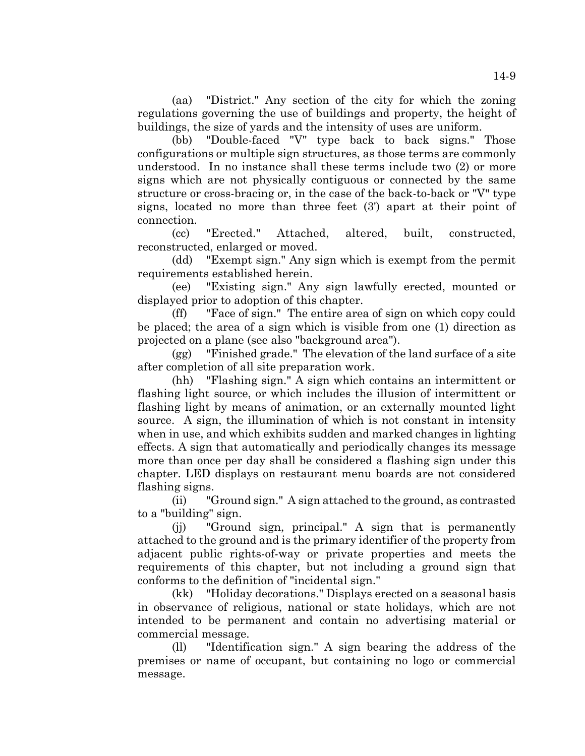(aa) "District." Any section of the city for which the zoning regulations governing the use of buildings and property, the height of buildings, the size of yards and the intensity of uses are uniform.

(bb) "Double-faced "V" type back to back signs." Those configurations or multiple sign structures, as those terms are commonly understood. In no instance shall these terms include two (2) or more signs which are not physically contiguous or connected by the same structure or cross-bracing or, in the case of the back-to-back or "V" type signs, located no more than three feet (3') apart at their point of connection.

(cc) "Erected." Attached, altered, built, constructed, reconstructed, enlarged or moved.

(dd) "Exempt sign." Any sign which is exempt from the permit requirements established herein.

(ee) "Existing sign." Any sign lawfully erected, mounted or displayed prior to adoption of this chapter.

(ff) "Face of sign." The entire area of sign on which copy could be placed; the area of a sign which is visible from one (1) direction as projected on a plane (see also "background area").

(gg) "Finished grade." The elevation of the land surface of a site after completion of all site preparation work.

(hh) "Flashing sign." A sign which contains an intermittent or flashing light source, or which includes the illusion of intermittent or flashing light by means of animation, or an externally mounted light source. A sign, the illumination of which is not constant in intensity when in use, and which exhibits sudden and marked changes in lighting effects. A sign that automatically and periodically changes its message more than once per day shall be considered a flashing sign under this chapter. LED displays on restaurant menu boards are not considered flashing signs.

(ii) "Ground sign." A sign attached to the ground, as contrasted to a "building" sign.

(jj) "Ground sign, principal." A sign that is permanently attached to the ground and is the primary identifier of the property from adjacent public rights-of-way or private properties and meets the requirements of this chapter, but not including a ground sign that conforms to the definition of "incidental sign."

(kk) "Holiday decorations." Displays erected on a seasonal basis in observance of religious, national or state holidays, which are not intended to be permanent and contain no advertising material or commercial message.

(ll) "Identification sign." A sign bearing the address of the premises or name of occupant, but containing no logo or commercial message.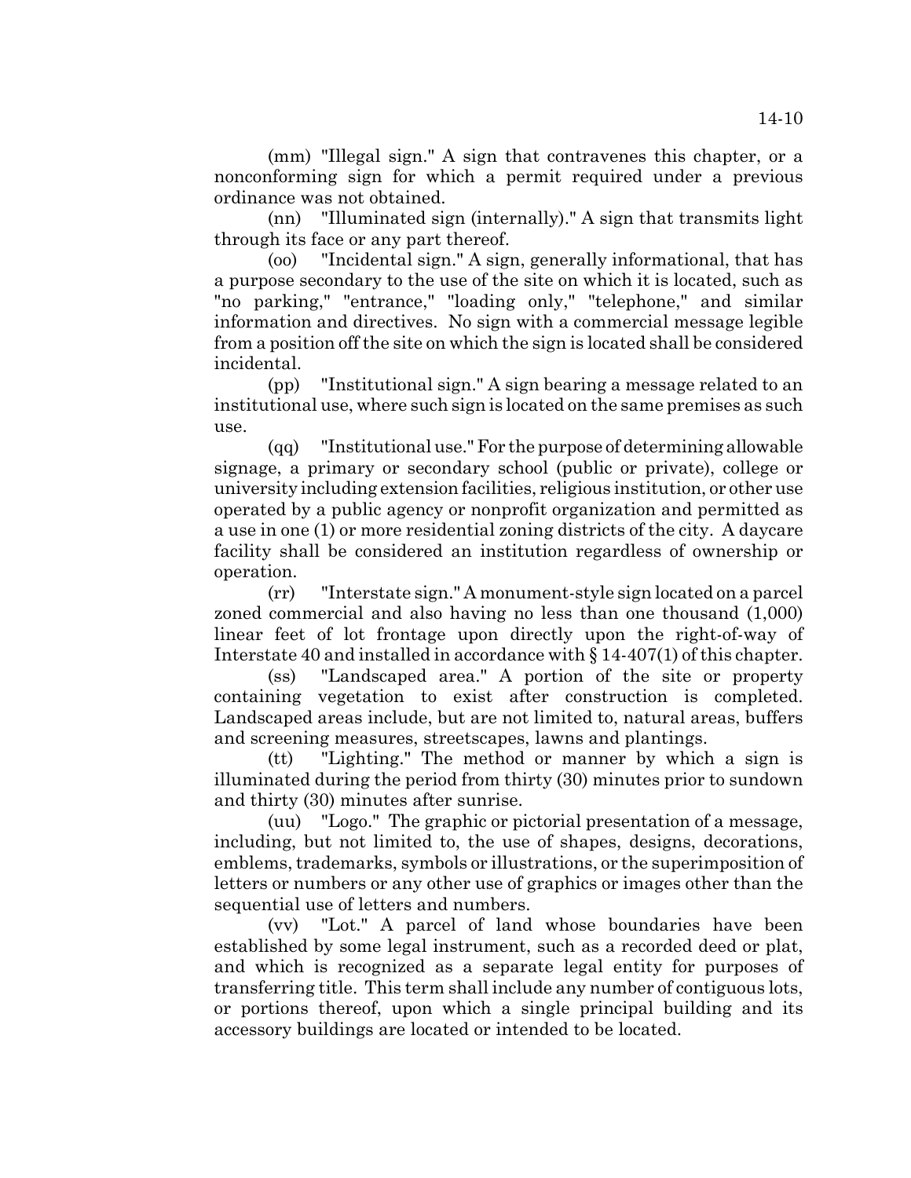(mm) "Illegal sign." A sign that contravenes this chapter, or a nonconforming sign for which a permit required under a previous ordinance was not obtained.

(nn) "Illuminated sign (internally)." A sign that transmits light through its face or any part thereof.

(oo) "Incidental sign." A sign, generally informational, that has a purpose secondary to the use of the site on which it is located, such as "no parking," "entrance," "loading only," "telephone," and similar information and directives. No sign with a commercial message legible from a position off the site on which the sign is located shall be considered incidental.

(pp) "Institutional sign." A sign bearing a message related to an institutional use, where such sign is located on the same premises as such use.

(qq) "Institutional use." For the purpose of determining allowable signage, a primary or secondary school (public or private), college or university including extension facilities, religious institution, or other use operated by a public agency or nonprofit organization and permitted as a use in one (1) or more residential zoning districts of the city. A daycare facility shall be considered an institution regardless of ownership or operation.

(rr) "Interstate sign." A monument-style sign located on a parcel zoned commercial and also having no less than one thousand (1,000) linear feet of lot frontage upon directly upon the right-of-way of Interstate 40 and installed in accordance with § 14-407(1) of this chapter.

(ss) "Landscaped area." A portion of the site or property containing vegetation to exist after construction is completed. Landscaped areas include, but are not limited to, natural areas, buffers and screening measures, streetscapes, lawns and plantings.

(tt) "Lighting." The method or manner by which a sign is illuminated during the period from thirty (30) minutes prior to sundown and thirty (30) minutes after sunrise.

(uu) "Logo." The graphic or pictorial presentation of a message, including, but not limited to, the use of shapes, designs, decorations, emblems, trademarks, symbols or illustrations, or the superimposition of letters or numbers or any other use of graphics or images other than the sequential use of letters and numbers.

(vv) "Lot." A parcel of land whose boundaries have been established by some legal instrument, such as a recorded deed or plat, and which is recognized as a separate legal entity for purposes of transferring title. This term shall include any number of contiguous lots, or portions thereof, upon which a single principal building and its accessory buildings are located or intended to be located.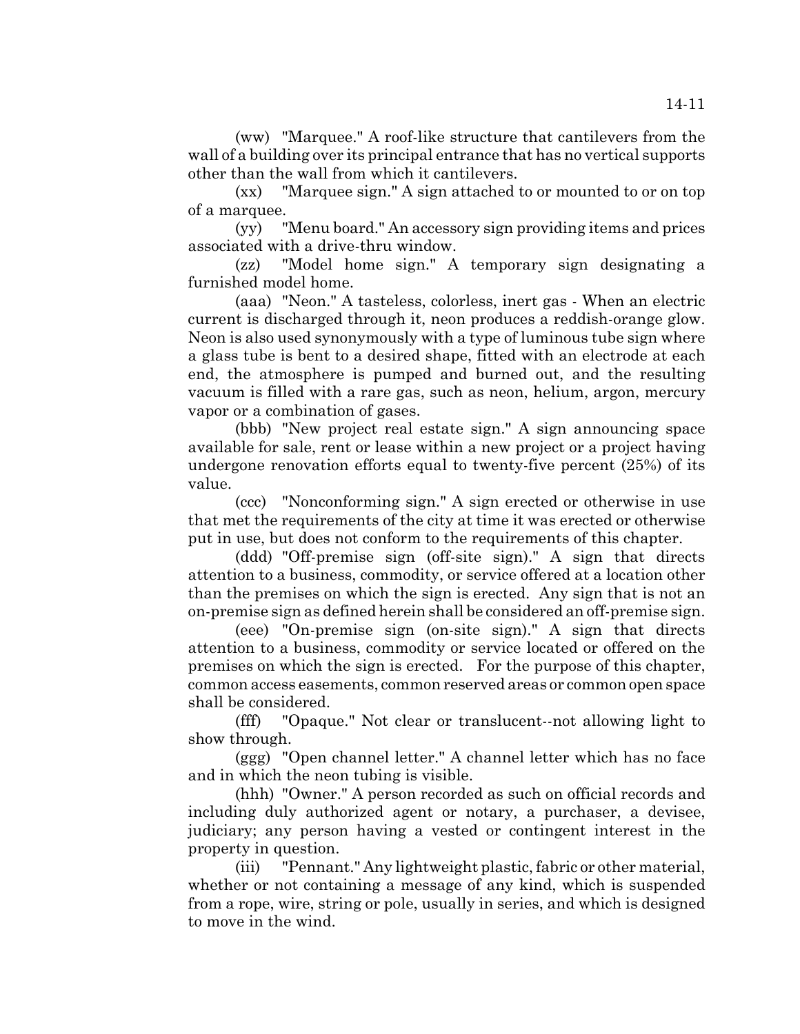(ww) "Marquee." A roof-like structure that cantilevers from the wall of a building over its principal entrance that has no vertical supports other than the wall from which it cantilevers.

(xx) "Marquee sign." A sign attached to or mounted to or on top of a marquee.

(yy) "Menu board." An accessory sign providing items and prices associated with a drive-thru window.

(zz) "Model home sign." A temporary sign designating a furnished model home.

(aaa) "Neon." A tasteless, colorless, inert gas - When an electric current is discharged through it, neon produces a reddish-orange glow. Neon is also used synonymously with a type of luminous tube sign where a glass tube is bent to a desired shape, fitted with an electrode at each end, the atmosphere is pumped and burned out, and the resulting vacuum is filled with a rare gas, such as neon, helium, argon, mercury vapor or a combination of gases.

(bbb) "New project real estate sign." A sign announcing space available for sale, rent or lease within a new project or a project having undergone renovation efforts equal to twenty-five percent (25%) of its value.

(ccc) "Nonconforming sign." A sign erected or otherwise in use that met the requirements of the city at time it was erected or otherwise put in use, but does not conform to the requirements of this chapter.

(ddd) "Off-premise sign (off-site sign)." A sign that directs attention to a business, commodity, or service offered at a location other than the premises on which the sign is erected. Any sign that is not an on-premise sign as defined herein shall be considered an off-premise sign.

(eee) "On-premise sign (on-site sign)." A sign that directs attention to a business, commodity or service located or offered on the premises on which the sign is erected. For the purpose of this chapter, common access easements, common reserved areas or common open space shall be considered.

(fff) "Opaque." Not clear or translucent--not allowing light to show through.

(ggg) "Open channel letter." A channel letter which has no face and in which the neon tubing is visible.

(hhh) "Owner." A person recorded as such on official records and including duly authorized agent or notary, a purchaser, a devisee, judiciary; any person having a vested or contingent interest in the property in question.

(iii) "Pennant." Any lightweight plastic, fabric or other material, whether or not containing a message of any kind, which is suspended from a rope, wire, string or pole, usually in series, and which is designed to move in the wind.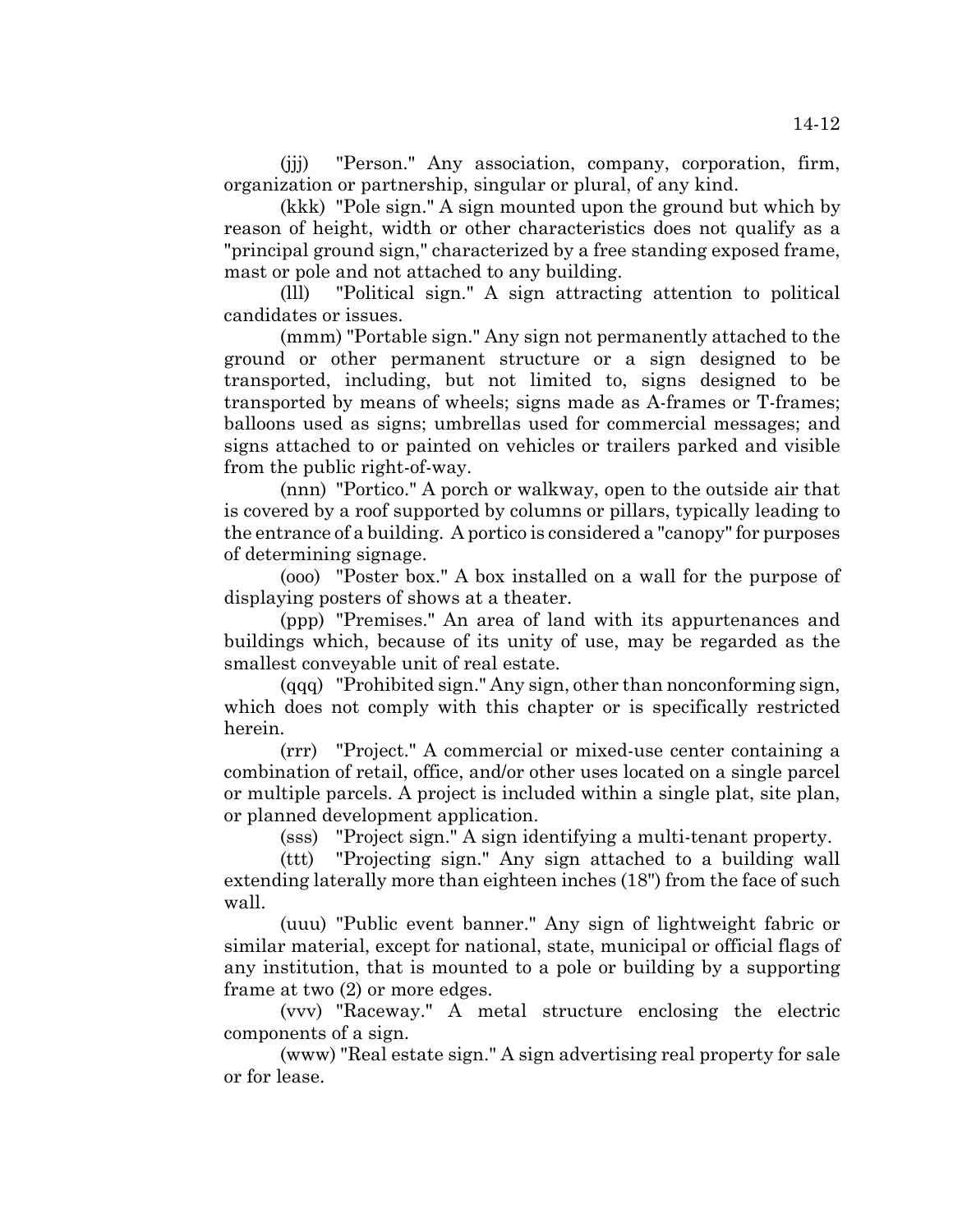(jjj) "Person." Any association, company, corporation, firm, organization or partnership, singular or plural, of any kind.

(kkk) "Pole sign." A sign mounted upon the ground but which by reason of height, width or other characteristics does not qualify as a "principal ground sign," characterized by a free standing exposed frame, mast or pole and not attached to any building.

(lll) "Political sign." A sign attracting attention to political candidates or issues.

(mmm) "Portable sign." Any sign not permanently attached to the ground or other permanent structure or a sign designed to be transported, including, but not limited to, signs designed to be transported by means of wheels; signs made as A-frames or T-frames; balloons used as signs; umbrellas used for commercial messages; and signs attached to or painted on vehicles or trailers parked and visible from the public right-of-way.

(nnn) "Portico." A porch or walkway, open to the outside air that is covered by a roof supported by columns or pillars, typically leading to the entrance of a building. A portico is considered a "canopy" for purposes of determining signage.

(ooo) "Poster box." A box installed on a wall for the purpose of displaying posters of shows at a theater.

(ppp) "Premises." An area of land with its appurtenances and buildings which, because of its unity of use, may be regarded as the smallest conveyable unit of real estate.

(qqq) "Prohibited sign." Any sign, other than nonconforming sign, which does not comply with this chapter or is specifically restricted herein.

(rrr) "Project." A commercial or mixed-use center containing a combination of retail, office, and/or other uses located on a single parcel or multiple parcels. A project is included within a single plat, site plan, or planned development application.

(sss) "Project sign." A sign identifying a multi-tenant property.

(ttt) "Projecting sign." Any sign attached to a building wall extending laterally more than eighteen inches (18") from the face of such wall.

(uuu) "Public event banner." Any sign of lightweight fabric or similar material, except for national, state, municipal or official flags of any institution, that is mounted to a pole or building by a supporting frame at two (2) or more edges.

(vvv) "Raceway." A metal structure enclosing the electric components of a sign.

(www) "Real estate sign." A sign advertising real property for sale or for lease.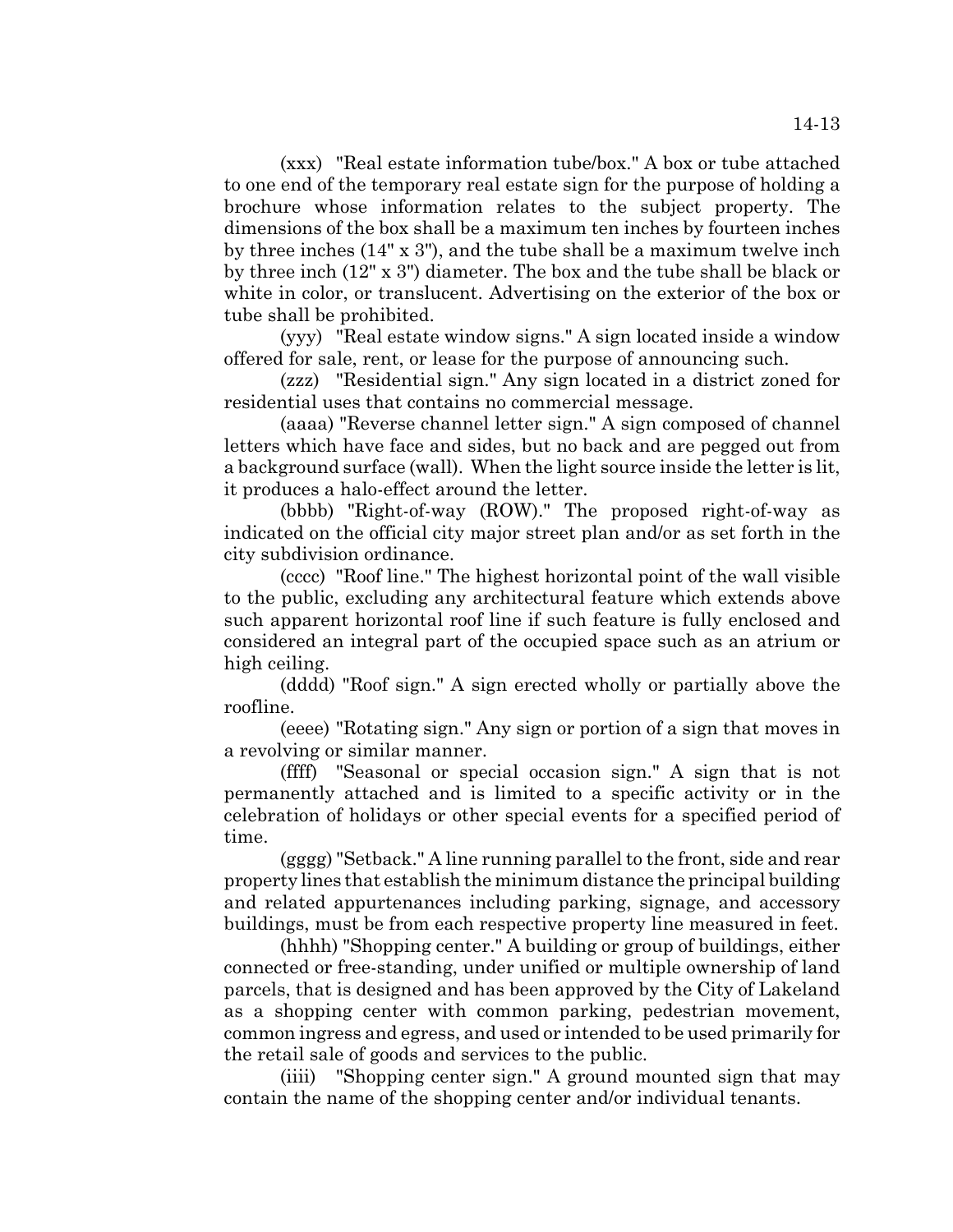(xxx) "Real estate information tube/box." A box or tube attached to one end of the temporary real estate sign for the purpose of holding a brochure whose information relates to the subject property. The dimensions of the box shall be a maximum ten inches by fourteen inches by three inches (14" x 3"), and the tube shall be a maximum twelve inch by three inch (12" x 3") diameter. The box and the tube shall be black or white in color, or translucent. Advertising on the exterior of the box or tube shall be prohibited.

(yyy) "Real estate window signs." A sign located inside a window offered for sale, rent, or lease for the purpose of announcing such.

(zzz) "Residential sign." Any sign located in a district zoned for residential uses that contains no commercial message.

(aaaa) "Reverse channel letter sign." A sign composed of channel letters which have face and sides, but no back and are pegged out from a background surface (wall). When the light source inside the letter is lit, it produces a halo-effect around the letter.

(bbbb) "Right-of-way (ROW)." The proposed right-of-way as indicated on the official city major street plan and/or as set forth in the city subdivision ordinance.

(cccc) "Roof line." The highest horizontal point of the wall visible to the public, excluding any architectural feature which extends above such apparent horizontal roof line if such feature is fully enclosed and considered an integral part of the occupied space such as an atrium or high ceiling.

(dddd) "Roof sign." A sign erected wholly or partially above the roofline.

(eeee) "Rotating sign." Any sign or portion of a sign that moves in a revolving or similar manner.

(ffff) "Seasonal or special occasion sign." A sign that is not permanently attached and is limited to a specific activity or in the celebration of holidays or other special events for a specified period of time.

(gggg) "Setback." A line running parallel to the front, side and rear property lines that establish the minimum distance the principal building and related appurtenances including parking, signage, and accessory buildings, must be from each respective property line measured in feet.

(hhhh) "Shopping center." A building or group of buildings, either connected or free-standing, under unified or multiple ownership of land parcels, that is designed and has been approved by the City of Lakeland as a shopping center with common parking, pedestrian movement, common ingress and egress, and used or intended to be used primarily for the retail sale of goods and services to the public.

(iiii) "Shopping center sign." A ground mounted sign that may contain the name of the shopping center and/or individual tenants.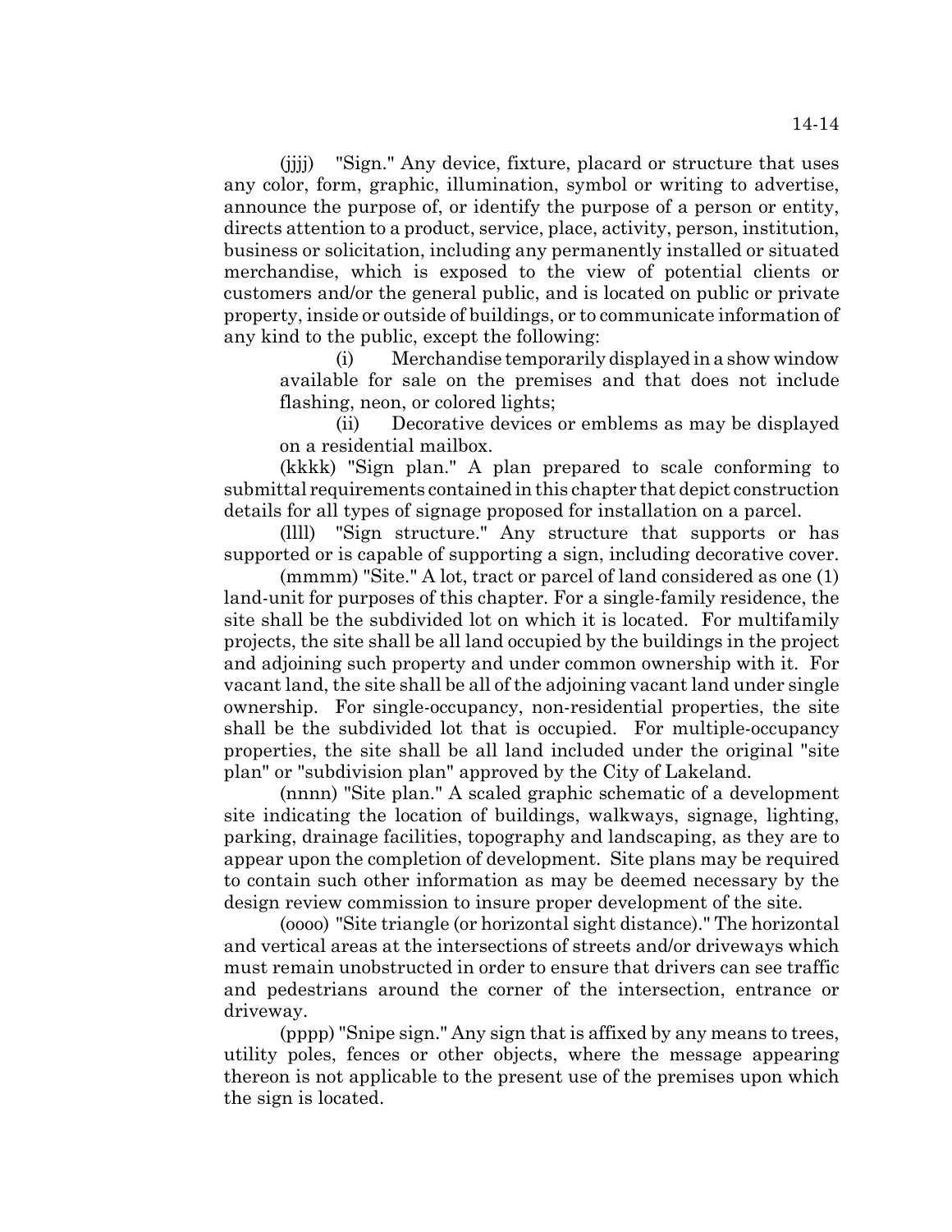(jjjj) "Sign." Any device, fixture, placard or structure that uses any color, form, graphic, illumination, symbol or writing to advertise, announce the purpose of, or identify the purpose of a person or entity, directs attention to a product, service, place, activity, person, institution, business or solicitation, including any permanently installed or situated merchandise, which is exposed to the view of potential clients or customers and/or the general public, and is located on public or private property, inside or outside of buildings, or to communicate information of any kind to the public, except the following:

(i) Merchandise temporarily displayed in a show window available for sale on the premises and that does not include flashing, neon, or colored lights;

(ii) Decorative devices or emblems as may be displayed on a residential mailbox.

(kkkk) "Sign plan." A plan prepared to scale conforming to submittal requirements contained in this chapter that depict construction details for all types of signage proposed for installation on a parcel.

(llll) "Sign structure." Any structure that supports or has supported or is capable of supporting a sign, including decorative cover.

(mmmm) "Site." A lot, tract or parcel of land considered as one (1) land-unit for purposes of this chapter. For a single-family residence, the site shall be the subdivided lot on which it is located. For multifamily projects, the site shall be all land occupied by the buildings in the project and adjoining such property and under common ownership with it. For vacant land, the site shall be all of the adjoining vacant land under single ownership. For single-occupancy, non-residential properties, the site shall be the subdivided lot that is occupied. For multiple-occupancy properties, the site shall be all land included under the original "site plan" or "subdivision plan" approved by the City of Lakeland.

(nnnn) "Site plan." A scaled graphic schematic of a development site indicating the location of buildings, walkways, signage, lighting, parking, drainage facilities, topography and landscaping, as they are to appear upon the completion of development. Site plans may be required to contain such other information as may be deemed necessary by the design review commission to insure proper development of the site.

(oooo) "Site triangle (or horizontal sight distance)." The horizontal and vertical areas at the intersections of streets and/or driveways which must remain unobstructed in order to ensure that drivers can see traffic and pedestrians around the corner of the intersection, entrance or driveway.

(pppp) "Snipe sign." Any sign that is affixed by any means to trees, utility poles, fences or other objects, where the message appearing thereon is not applicable to the present use of the premises upon which the sign is located.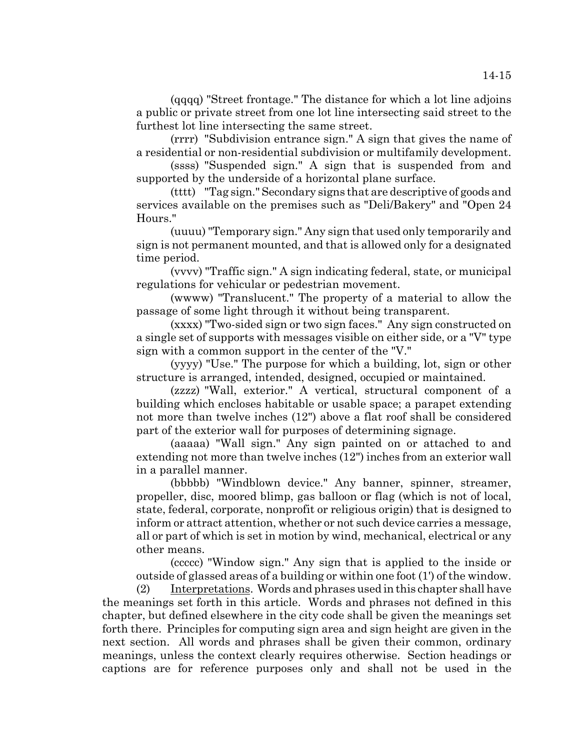(qqqq) "Street frontage." The distance for which a lot line adjoins a public or private street from one lot line intersecting said street to the furthest lot line intersecting the same street.

(rrrr) "Subdivision entrance sign." A sign that gives the name of a residential or non-residential subdivision or multifamily development.

(ssss) "Suspended sign." A sign that is suspended from and supported by the underside of a horizontal plane surface.

(tttt) "Tag sign." Secondary signs that are descriptive of goods and services available on the premises such as "Deli/Bakery" and "Open 24 Hours."

(uuuu) "Temporary sign." Any sign that used only temporarily and sign is not permanent mounted, and that is allowed only for a designated time period.

(vvvv) "Traffic sign." A sign indicating federal, state, or municipal regulations for vehicular or pedestrian movement.

(wwww) "Translucent." The property of a material to allow the passage of some light through it without being transparent.

(xxxx) "Two-sided sign or two sign faces." Any sign constructed on a single set of supports with messages visible on either side, or a "V" type sign with a common support in the center of the "V."

(yyyy) "Use." The purpose for which a building, lot, sign or other structure is arranged, intended, designed, occupied or maintained.

(zzzz) "Wall, exterior." A vertical, structural component of a building which encloses habitable or usable space; a parapet extending not more than twelve inches (12") above a flat roof shall be considered part of the exterior wall for purposes of determining signage.

(aaaaa) "Wall sign." Any sign painted on or attached to and extending not more than twelve inches (12") inches from an exterior wall in a parallel manner.

(bbbbb) "Windblown device." Any banner, spinner, streamer, propeller, disc, moored blimp, gas balloon or flag (which is not of local, state, federal, corporate, nonprofit or religious origin) that is designed to inform or attract attention, whether or not such device carries a message, all or part of which is set in motion by wind, mechanical, electrical or any other means.

(ccccc) "Window sign." Any sign that is applied to the inside or outside of glassed areas of a building or within one foot (1') of the window.

(2) Interpretations. Words and phrases used in this chapter shall have the meanings set forth in this article. Words and phrases not defined in this chapter, but defined elsewhere in the city code shall be given the meanings set forth there. Principles for computing sign area and sign height are given in the next section. All words and phrases shall be given their common, ordinary meanings, unless the context clearly requires otherwise. Section headings or captions are for reference purposes only and shall not be used in the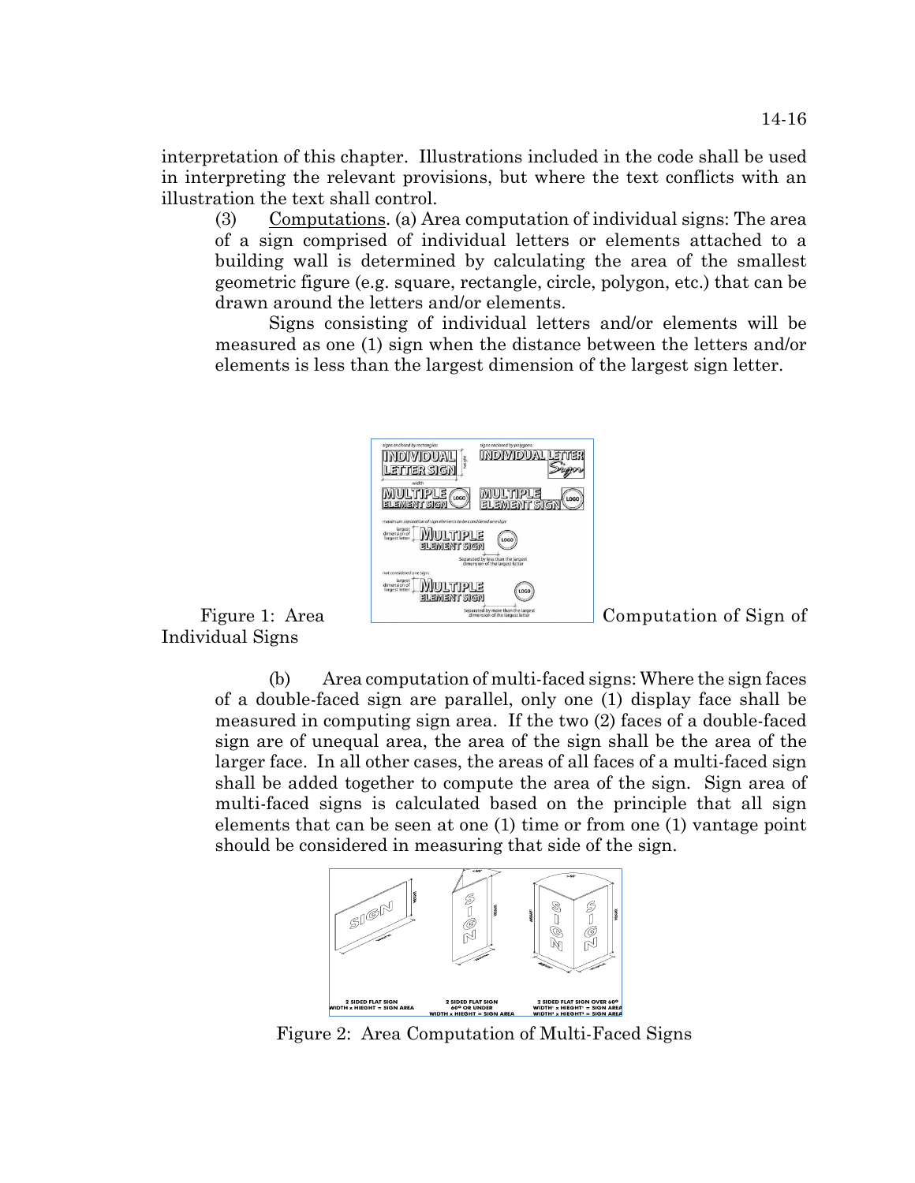interpretation of this chapter. Illustrations included in the code shall be used in interpreting the relevant provisions, but where the text conflicts with an illustration the text shall control.

(3) Computations. (a) Area computation of individual signs: The area of a sign comprised of individual letters or elements attached to a building wall is determined by calculating the area of the smallest geometric figure (e.g. square, rectangle, circle, polygon, etc.) that can be drawn around the letters and/or elements.

Signs consisting of individual letters and/or elements will be measured as one (1) sign when the distance between the letters and/or elements is less than the largest dimension of the largest sign letter.

Figure 1: Area Computation of Sign of Individual Signs

(b) Area computation of multi-faced signs: Where the sign faces of a double-faced sign are parallel, only one (1) display face shall be measured in computing sign area. If the two (2) faces of a double-faced sign are of unequal area, the area of the sign shall be the area of the larger face. In all other cases, the areas of all faces of a multi-faced sign shall be added together to compute the area of the sign. Sign area of multi-faced signs is calculated based on the principle that all sign elements that can be seen at one (1) time or from one (1) vantage point should be considered in measuring that side of the sign.

Figure 2: Area Computation of Multi-Faced Signs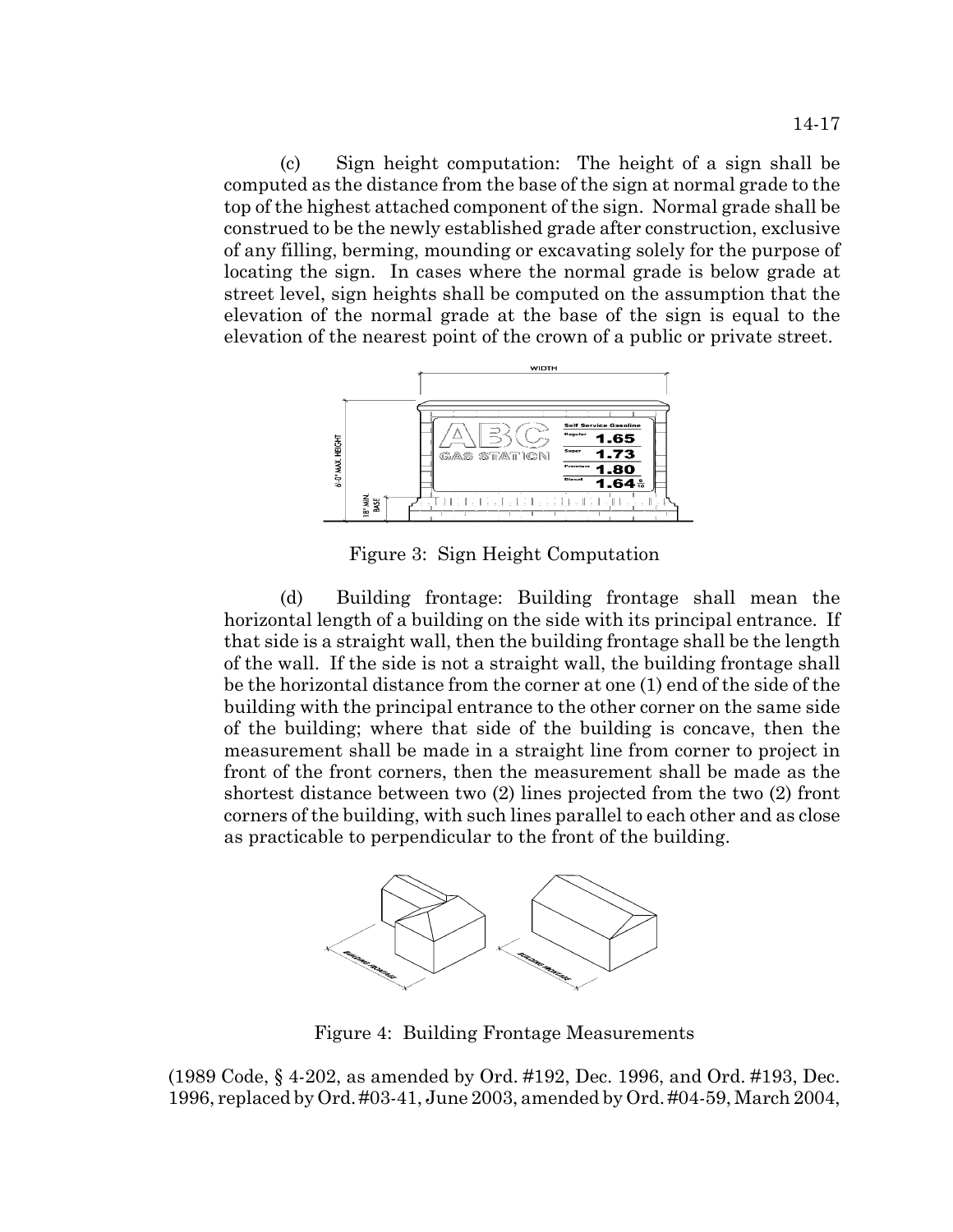(c) Sign height computation: The height of a sign shall be computed as the distance from the base of the sign at normal grade to the top of the highest attached component of the sign. Normal grade shall be construed to be the newly established grade after construction, exclusive of any filling, berming, mounding or excavating solely for the purpose of locating the sign. In cases where the normal grade is below grade at street level, sign heights shall be computed on the assumption that the elevation of the normal grade at the base of the sign is equal to the elevation of the nearest point of the crown of a public or private street.

Figure 3: Sign Height Computation

(d) Building frontage: Building frontage shall mean the horizontal length of a building on the side with its principal entrance. If that side is a straight wall, then the building frontage shall be the length of the wall. If the side is not a straight wall, the building frontage shall be the horizontal distance from the corner at one (1) end of the side of the building with the principal entrance to the other corner on the same side of the building; where that side of the building is concave, then the measurement shall be made in a straight line from corner to project in front of the front corners, then the measurement shall be made as the shortest distance between two (2) lines projected from the two (2) front corners of the building, with such lines parallel to each other and as close as practicable to perpendicular to the front of the building.

Figure 4: Building Frontage Measurements

(1989 Code, § 4-202, as amended by Ord. #192, Dec. 1996, and Ord. #193, Dec. 1996, replaced by Ord. #03-41, June 2003, amended by Ord. #04-59, March 2004,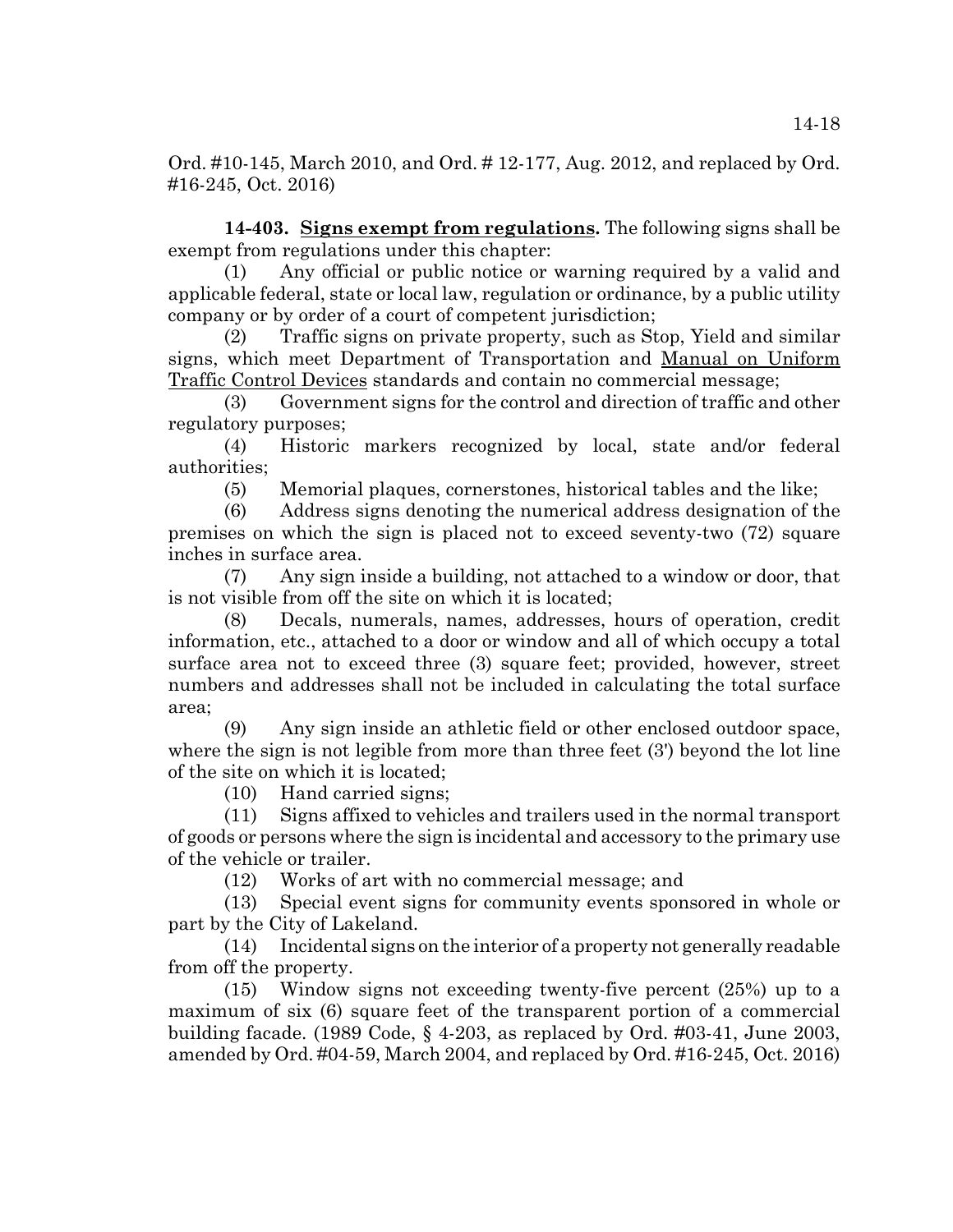Ord. #10-145, March 2010, and Ord. # 12-177, Aug. 2012, and replaced by Ord. #16-245, Oct. 2016)

**14-403. Signs exempt from regulations.** The following signs shall be exempt from regulations under this chapter:

(1) Any official or public notice or warning required by a valid and applicable federal, state or local law, regulation or ordinance, by a public utility company or by order of a court of competent jurisdiction;

(2) Traffic signs on private property, such as Stop, Yield and similar signs, which meet Department of Transportation and Manual on Uniform Traffic Control Devices standards and contain no commercial message;

(3) Government signs for the control and direction of traffic and other regulatory purposes;

(4) Historic markers recognized by local, state and/or federal authorities;

(5) Memorial plaques, cornerstones, historical tables and the like;

(6) Address signs denoting the numerical address designation of the premises on which the sign is placed not to exceed seventy-two (72) square inches in surface area.

(7) Any sign inside a building, not attached to a window or door, that is not visible from off the site on which it is located;

(8) Decals, numerals, names, addresses, hours of operation, credit information, etc., attached to a door or window and all of which occupy a total surface area not to exceed three (3) square feet; provided, however, street numbers and addresses shall not be included in calculating the total surface area;

(9) Any sign inside an athletic field or other enclosed outdoor space, where the sign is not legible from more than three feet (3') beyond the lot line of the site on which it is located;

(10) Hand carried signs;

(11) Signs affixed to vehicles and trailers used in the normal transport of goods or persons where the sign is incidental and accessory to the primary use of the vehicle or trailer.

(12) Works of art with no commercial message; and

(13) Special event signs for community events sponsored in whole or part by the City of Lakeland.

(14) Incidental signs on the interior of a property not generally readable from off the property.

(15) Window signs not exceeding twenty-five percent (25%) up to a maximum of six (6) square feet of the transparent portion of a commercial building facade. (1989 Code, § 4-203, as replaced by Ord. #03-41, June 2003, amended by Ord. #04-59, March 2004, and replaced by Ord. #16-245, Oct. 2016)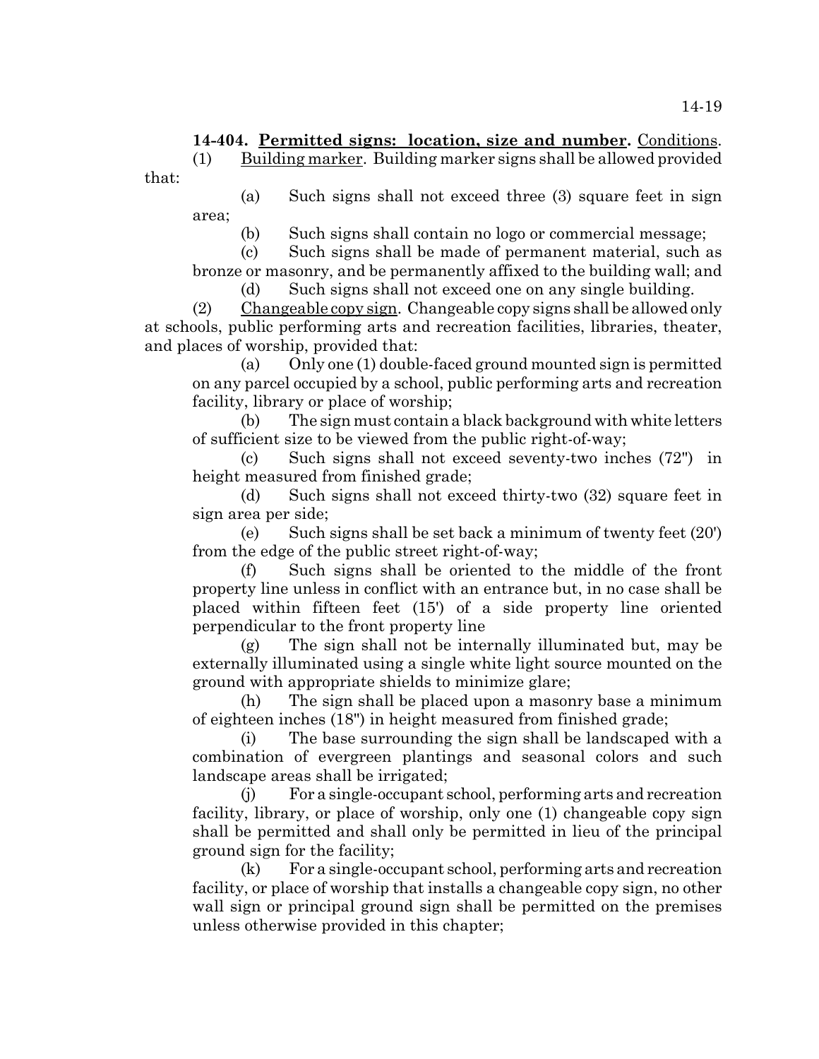**14-404. Permitted signs: location, size and number.** Conditions.

(1) Building marker. Building marker signs shall be allowed provided that:

(a) Such signs shall not exceed three (3) square feet in sign area;

(b) Such signs shall contain no logo or commercial message;

(c) Such signs shall be made of permanent material, such as bronze or masonry, and be permanently affixed to the building wall; and

(d) Such signs shall not exceed one on any single building.

(2) Changeable copy sign. Changeable copy signs shall be allowed only at schools, public performing arts and recreation facilities, libraries, theater, and places of worship, provided that:

(a) Only one (1) double-faced ground mounted sign is permitted on any parcel occupied by a school, public performing arts and recreation facility, library or place of worship;

(b) The sign must contain a black background with white letters of sufficient size to be viewed from the public right-of-way;

(c) Such signs shall not exceed seventy-two inches (72") in height measured from finished grade;

(d) Such signs shall not exceed thirty-two (32) square feet in sign area per side;

(e) Such signs shall be set back a minimum of twenty feet (20') from the edge of the public street right-of-way;

(f) Such signs shall be oriented to the middle of the front property line unless in conflict with an entrance but, in no case shall be placed within fifteen feet (15') of a side property line oriented perpendicular to the front property line

(g) The sign shall not be internally illuminated but, may be externally illuminated using a single white light source mounted on the ground with appropriate shields to minimize glare;

(h) The sign shall be placed upon a masonry base a minimum of eighteen inches (18") in height measured from finished grade;

(i) The base surrounding the sign shall be landscaped with a combination of evergreen plantings and seasonal colors and such landscape areas shall be irrigated;

(j) For a single-occupant school, performing arts and recreation facility, library, or place of worship, only one (1) changeable copy sign shall be permitted and shall only be permitted in lieu of the principal ground sign for the facility;

(k) For a single-occupant school, performing arts and recreation facility, or place of worship that installs a changeable copy sign, no other wall sign or principal ground sign shall be permitted on the premises unless otherwise provided in this chapter;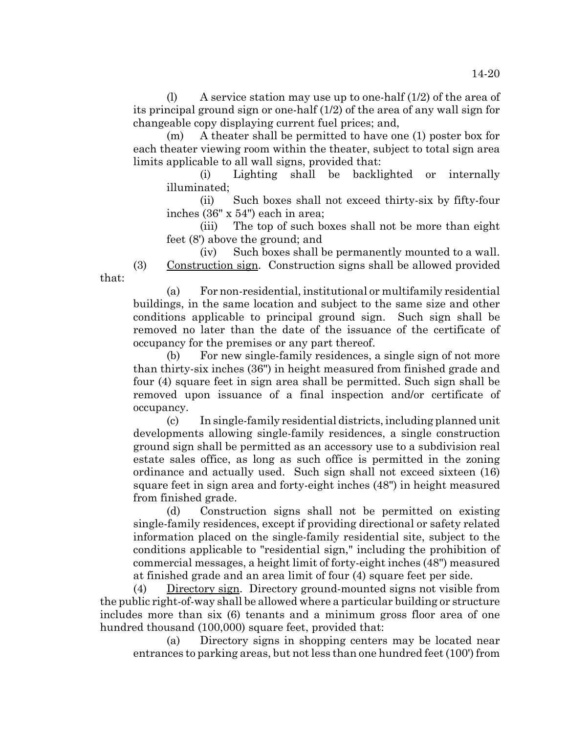(l) A service station may use up to one-half (1/2) of the area of its principal ground sign or one-half (1/2) of the area of any wall sign for changeable copy displaying current fuel prices; and,

(m) A theater shall be permitted to have one (1) poster box for each theater viewing room within the theater, subject to total sign area limits applicable to all wall signs, provided that:

(i) Lighting shall be backlighted or internally illuminated;

(ii) Such boxes shall not exceed thirty-six by fifty-four inches (36" x 54") each in area;

(iii) The top of such boxes shall not be more than eight feet (8') above the ground; and

(iv) Such boxes shall be permanently mounted to a wall.

(3) Construction sign. Construction signs shall be allowed provided that:

(a) For non-residential, institutional or multifamily residential buildings, in the same location and subject to the same size and other conditions applicable to principal ground sign. Such sign shall be removed no later than the date of the issuance of the certificate of occupancy for the premises or any part thereof.

(b) For new single-family residences, a single sign of not more than thirty-six inches (36") in height measured from finished grade and four (4) square feet in sign area shall be permitted. Such sign shall be removed upon issuance of a final inspection and/or certificate of occupancy.

(c) In single-family residential districts, including planned unit developments allowing single-family residences, a single construction ground sign shall be permitted as an accessory use to a subdivision real estate sales office, as long as such office is permitted in the zoning ordinance and actually used. Such sign shall not exceed sixteen (16) square feet in sign area and forty-eight inches (48") in height measured from finished grade.

(d) Construction signs shall not be permitted on existing single-family residences, except if providing directional or safety related information placed on the single-family residential site, subject to the conditions applicable to "residential sign," including the prohibition of commercial messages, a height limit of forty-eight inches (48") measured at finished grade and an area limit of four (4) square feet per side.

(4) Directory sign. Directory ground-mounted signs not visible from the public right-of-way shall be allowed where a particular building or structure includes more than six (6) tenants and a minimum gross floor area of one hundred thousand (100,000) square feet, provided that:

(a) Directory signs in shopping centers may be located near entrances to parking areas, but not less than one hundred feet (100') from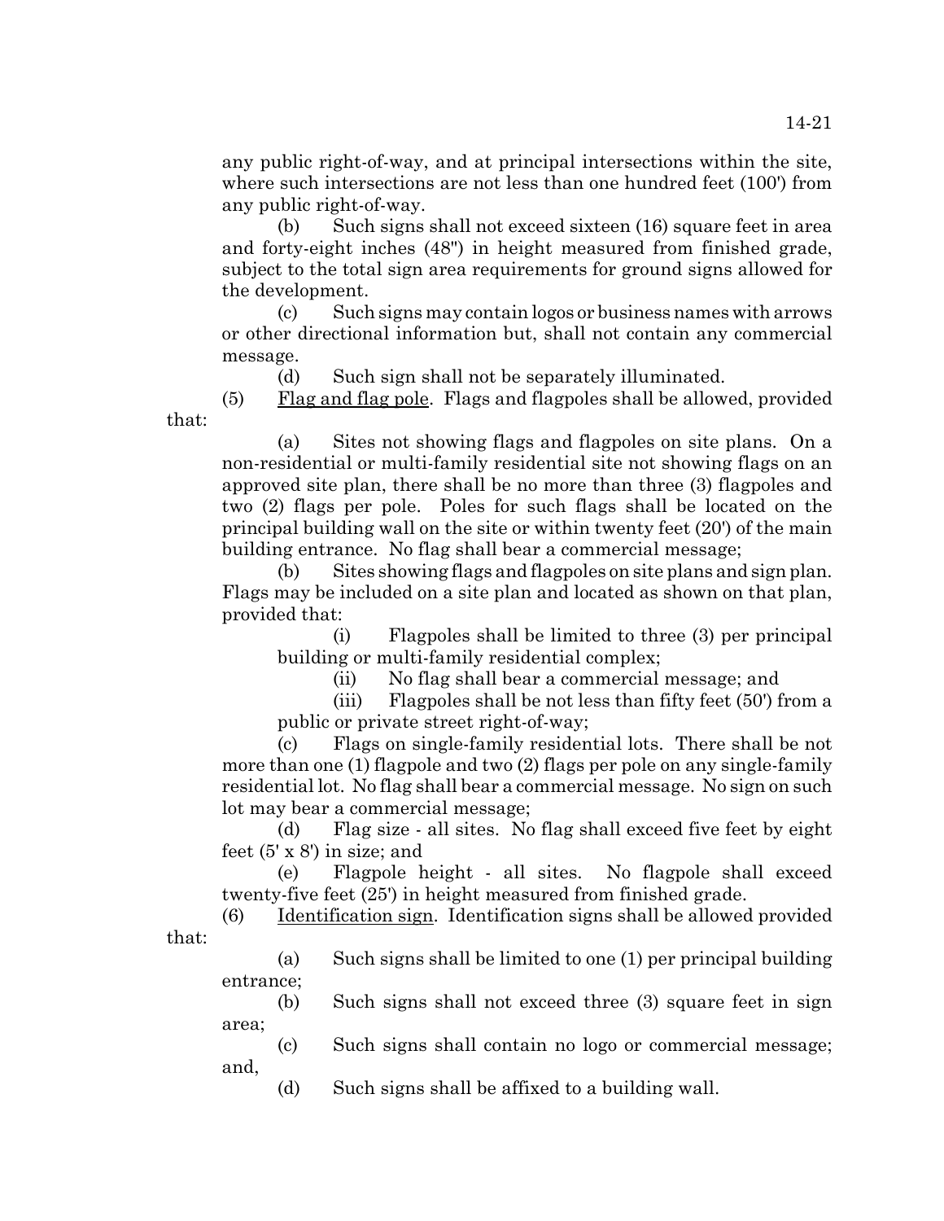any public right-of-way, and at principal intersections within the site, where such intersections are not less than one hundred feet (100') from any public right-of-way.

(b) Such signs shall not exceed sixteen (16) square feet in area and forty-eight inches (48") in height measured from finished grade, subject to the total sign area requirements for ground signs allowed for the development.

(c) Such signs may contain logos or business names with arrows or other directional information but, shall not contain any commercial message.

(d) Such sign shall not be separately illuminated.

(5) Flag and flag pole. Flags and flagpoles shall be allowed, provided that:

(a) Sites not showing flags and flagpoles on site plans. On a non-residential or multi-family residential site not showing flags on an approved site plan, there shall be no more than three (3) flagpoles and two (2) flags per pole. Poles for such flags shall be located on the principal building wall on the site or within twenty feet (20') of the main building entrance. No flag shall bear a commercial message;

(b) Sites showing flags and flagpoles on site plans and sign plan. Flags may be included on a site plan and located as shown on that plan, provided that:

(i) Flagpoles shall be limited to three (3) per principal building or multi-family residential complex;

(ii) No flag shall bear a commercial message; and

(iii) Flagpoles shall be not less than fifty feet (50') from a public or private street right-of-way;

(c) Flags on single-family residential lots. There shall be not more than one (1) flagpole and two (2) flags per pole on any single-family residential lot. No flag shall bear a commercial message. No sign on such lot may bear a commercial message;

(d) Flag size - all sites. No flag shall exceed five feet by eight feet (5' x 8') in size; and

(e) Flagpole height - all sites. No flagpole shall exceed twenty-five feet (25') in height measured from finished grade.

(6) Identification sign. Identification signs shall be allowed provided that:

(a) Such signs shall be limited to one (1) per principal building entrance;

(b) Such signs shall not exceed three (3) square feet in sign area;

(c) Such signs shall contain no logo or commercial message; and,

(d) Such signs shall be affixed to a building wall.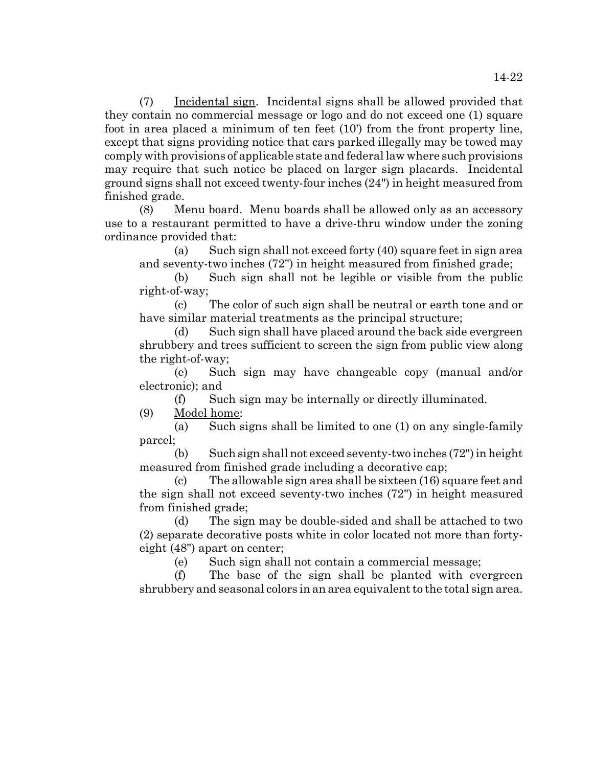(7) Incidental sign. Incidental signs shall be allowed provided that they contain no commercial message or logo and do not exceed one (1) square foot in area placed a minimum of ten feet (10') from the front property line, except that signs providing notice that cars parked illegally may be towed may comply with provisions of applicable state and federal law where such provisions may require that such notice be placed on larger sign placards. Incidental ground signs shall not exceed twenty-four inches (24") in height measured from finished grade.

(8) Menu board. Menu boards shall be allowed only as an accessory use to a restaurant permitted to have a drive-thru window under the zoning ordinance provided that:

(a) Such sign shall not exceed forty (40) square feet in sign area and seventy-two inches (72") in height measured from finished grade;

(b) Such sign shall not be legible or visible from the public right-of-way;

(c) The color of such sign shall be neutral or earth tone and or have similar material treatments as the principal structure;

(d) Such sign shall have placed around the back side evergreen shrubbery and trees sufficient to screen the sign from public view along the right-of-way;

(e) Such sign may have changeable copy (manual and/or electronic); and

(f) Such sign may be internally or directly illuminated.

(9) Model home:

(a) Such signs shall be limited to one (1) on any single-family parcel;

(b) Such sign shall not exceed seventy-two inches (72") in height measured from finished grade including a decorative cap;

(c) The allowable sign area shall be sixteen (16) square feet and the sign shall not exceed seventy-two inches (72") in height measured from finished grade;

(d) The sign may be double-sided and shall be attached to two (2) separate decorative posts white in color located not more than forty-eight (48") apart on center;

(e) Such sign shall not contain a commercial message;

(f) The base of the sign shall be planted with evergreen shrubbery and seasonal colors in an area equivalent to the total sign area.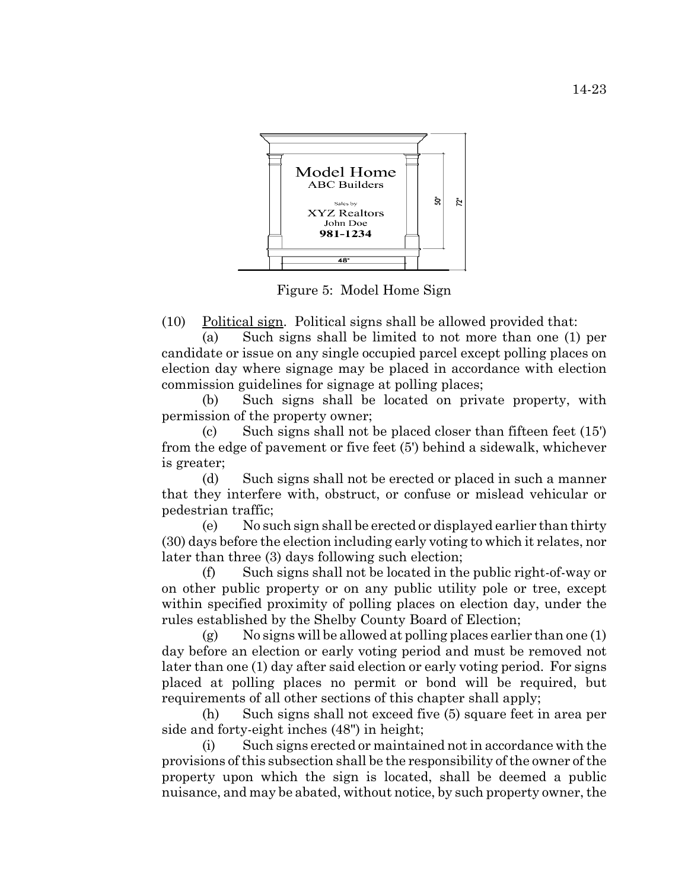Figure 5: Model Home Sign

(10) Political sign. Political signs shall be allowed provided that:

(a) Such signs shall be limited to not more than one (1) per candidate or issue on any single occupied parcel except polling places on election day where signage may be placed in accordance with election commission guidelines for signage at polling places;

(b) Such signs shall be located on private property, with permission of the property owner;

(c) Such signs shall not be placed closer than fifteen feet (15') from the edge of pavement or five feet (5') behind a sidewalk, whichever is greater;

(d) Such signs shall not be erected or placed in such a manner that they interfere with, obstruct, or confuse or mislead vehicular or pedestrian traffic;

(e) No such sign shall be erected or displayed earlier than thirty (30) days before the election including early voting to which it relates, nor later than three (3) days following such election;

(f) Such signs shall not be located in the public right-of-way or on other public property or on any public utility pole or tree, except within specified proximity of polling places on election day, under the rules established by the Shelby County Board of Election;

(g) No signs will be allowed at polling places earlier than one (1) day before an election or early voting period and must be removed not later than one (1) day after said election or early voting period. For signs placed at polling places no permit or bond will be required, but requirements of all other sections of this chapter shall apply;

(h) Such signs shall not exceed five (5) square feet in area per side and forty-eight inches (48") in height;

(i) Such signs erected or maintained not in accordance with the provisions of this subsection shall be the responsibility of the owner of the property upon which the sign is located, shall be deemed a public nuisance, and may be abated, without notice, by such property owner, the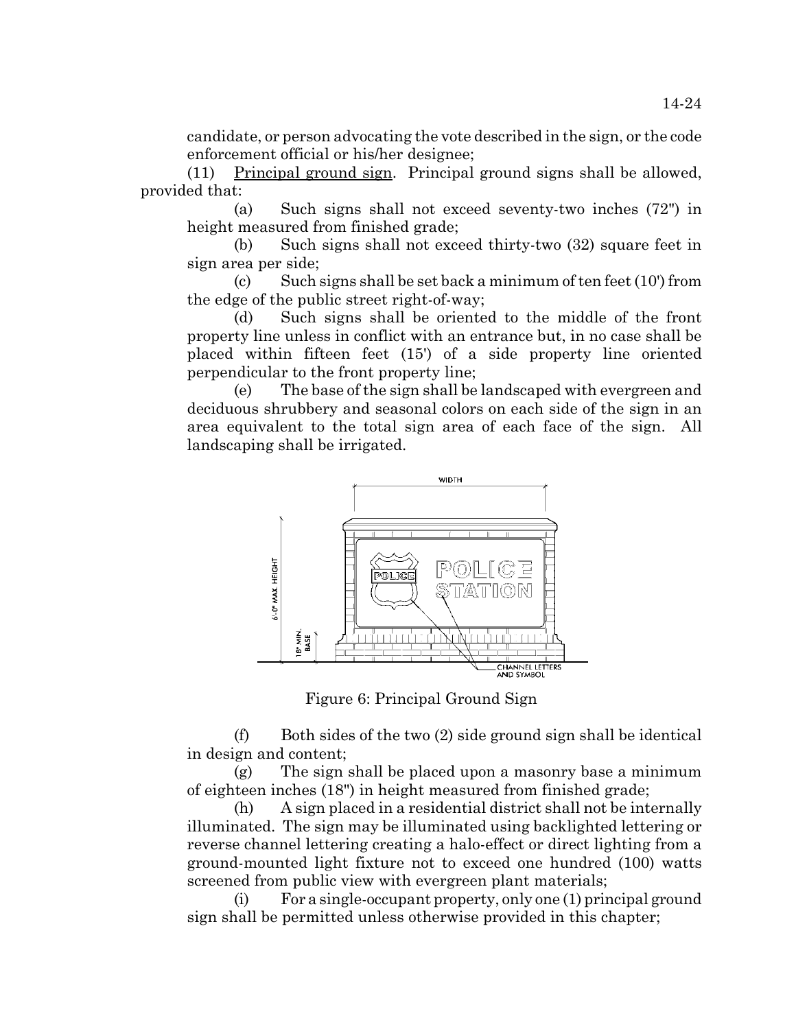candidate, or person advocating the vote described in the sign, or the code enforcement official or his/her designee;

(11) Principal ground sign. Principal ground signs shall be allowed, provided that:

(a) Such signs shall not exceed seventy-two inches (72") in height measured from finished grade;

(b) Such signs shall not exceed thirty-two (32) square feet in sign area per side;

(c) Such signs shall be set back a minimum of ten feet (10') from the edge of the public street right-of-way;

(d) Such signs shall be oriented to the middle of the front property line unless in conflict with an entrance but, in no case shall be placed within fifteen feet (15') of a side property line oriented perpendicular to the front property line;

(e) The base of the sign shall be landscaped with evergreen and deciduous shrubbery and seasonal colors on each side of the sign in an area equivalent to the total sign area of each face of the sign. All landscaping shall be irrigated.

Figure 6: Principal Ground Sign

(f) Both sides of the two (2) side ground sign shall be identical in design and content;

(g) The sign shall be placed upon a masonry base a minimum of eighteen inches (18") in height measured from finished grade;

(h) A sign placed in a residential district shall not be internally illuminated. The sign may be illuminated using backlighted lettering or reverse channel lettering creating a halo-effect or direct lighting from a ground-mounted light fixture not to exceed one hundred (100) watts screened from public view with evergreen plant materials;

(i) For a single-occupant property, only one (1) principal ground sign shall be permitted unless otherwise provided in this chapter;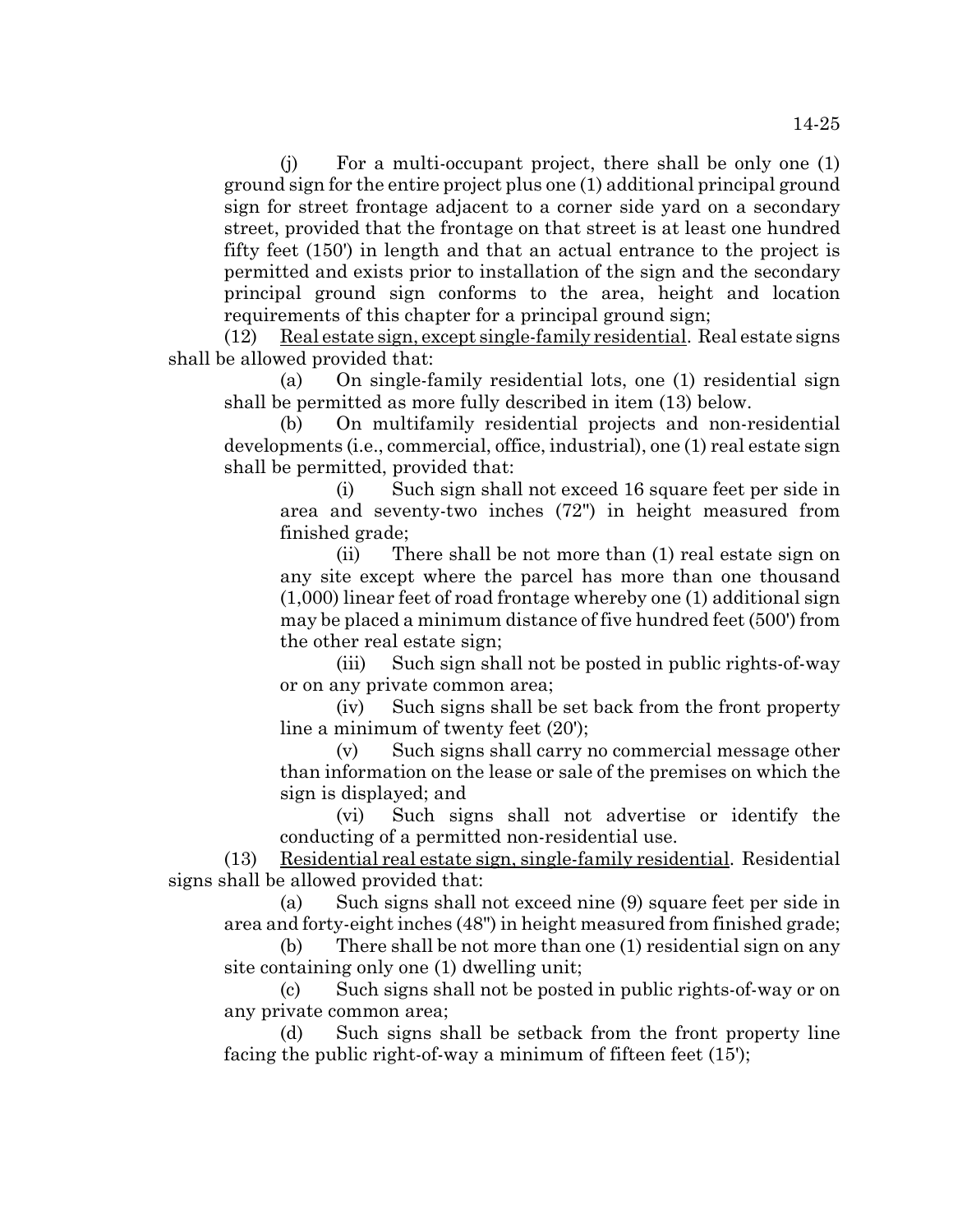(j) For a multi-occupant project, there shall be only one (1) ground sign for the entire project plus one (1) additional principal ground sign for street frontage adjacent to a corner side yard on a secondary street, provided that the frontage on that street is at least one hundred fifty feet (150') in length and that an actual entrance to the project is permitted and exists prior to installation of the sign and the secondary principal ground sign conforms to the area, height and location requirements of this chapter for a principal ground sign;

(12) <u>Real estate sign, except single-family residential</u>. Real estate signs shall be allowed provided that:

(a) On single-family residential lots, one (1) residential sign shall be permitted as more fully described in item (13) below.

(b) On multifamily residential projects and non-residential developments (i.e., commercial, office, industrial), one (1) real estate sign shall be permitted, provided that:

(i) Such sign shall not exceed 16 square feet per side in area and seventy-two inches (72") in height measured from finished grade;

(ii) There shall be not more than (1) real estate sign on any site except where the parcel has more than one thousand (1,000) linear feet of road frontage whereby one (1) additional sign may be placed a minimum distance of five hundred feet (500') from the other real estate sign;

(iii) Such sign shall not be posted in public rights-of-way or on any private common area;

(iv) Such signs shall be set back from the front property line a minimum of twenty feet (20');

(v) Such signs shall carry no commercial message other than information on the lease or sale of the premises on which the sign is displayed; and

(vi) Such signs shall not advertise or identify the conducting of a permitted non-residential use.

(13) <u>Residential real estate sign, single-family residential</u>. Residential signs shall be allowed provided that:

(a) Such signs shall not exceed nine (9) square feet per side in area and forty-eight inches (48") in height measured from finished grade;

(b) There shall be not more than one (1) residential sign on any site containing only one (1) dwelling unit;

(c) Such signs shall not be posted in public rights-of-way or on any private common area;

(d) Such signs shall be setback from the front property line facing the public right-of-way a minimum of fifteen feet (15');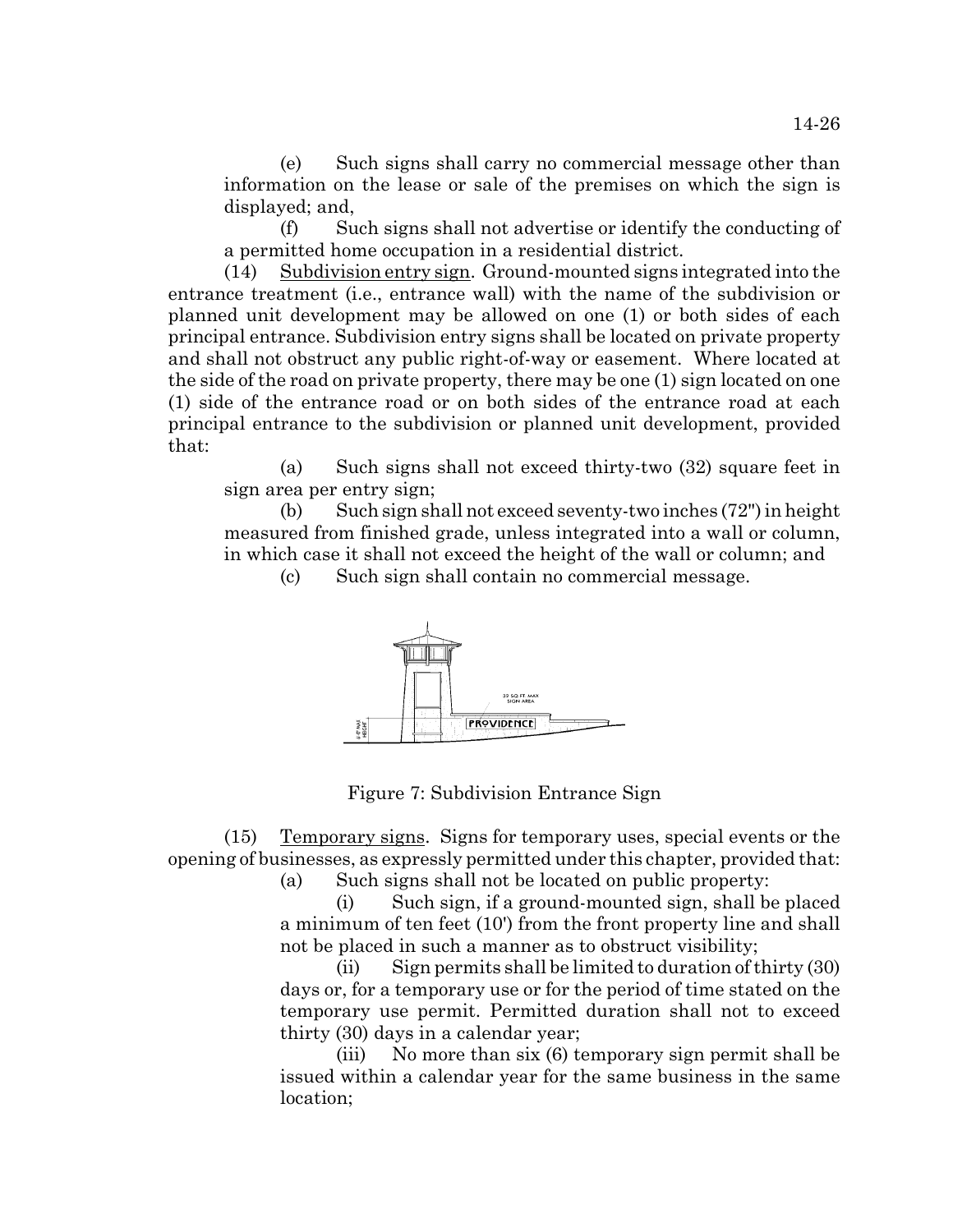(e) Such signs shall carry no commercial message other than information on the lease or sale of the premises on which the sign is displayed; and,

(f) Such signs shall not advertise or identify the conducting of a permitted home occupation in a residential district.

(14) Subdivision entry sign. Ground-mounted signs integrated into the entrance treatment (i.e., entrance wall) with the name of the subdivision or planned unit development may be allowed on one (1) or both sides of each principal entrance. Subdivision entry signs shall be located on private property and shall not obstruct any public right-of-way or easement. Where located at the side of the road on private property, there may be one (1) sign located on one (1) side of the entrance road or on both sides of the entrance road at each principal entrance to the subdivision or planned unit development, provided that:

(a) Such signs shall not exceed thirty-two (32) square feet in sign area per entry sign;

(b) Such sign shall not exceed seventy-two inches (72") in height measured from finished grade, unless integrated into a wall or column, in which case it shall not exceed the height of the wall or column; and

(c) Such sign shall contain no commercial message.

Figure 7: Subdivision Entrance Sign

(15) Temporary signs. Signs for temporary uses, special events or the opening of businesses, as expressly permitted under this chapter, provided that:

(a) Such signs shall not be located on public property:

(i) Such sign, if a ground-mounted sign, shall be placed a minimum of ten feet (10') from the front property line and shall not be placed in such a manner as to obstruct visibility;

(ii) Sign permits shall be limited to duration of thirty (30) days or, for a temporary use or for the period of time stated on the temporary use permit. Permitted duration shall not to exceed thirty (30) days in a calendar year;

(iii) No more than six (6) temporary sign permit shall be issued within a calendar year for the same business in the same location;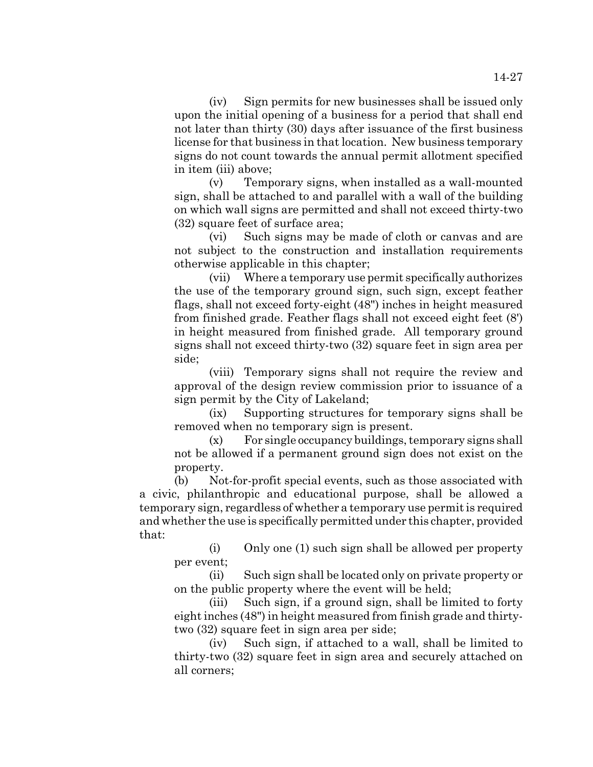(iv) Sign permits for new businesses shall be issued only upon the initial opening of a business for a period that shall end not later than thirty (30) days after issuance of the first business license for that business in that location. New business temporary signs do not count towards the annual permit allotment specified in item (iii) above;

(v) Temporary signs, when installed as a wall-mounted sign, shall be attached to and parallel with a wall of the building on which wall signs are permitted and shall not exceed thirty-two (32) square feet of surface area;

(vi) Such signs may be made of cloth or canvas and are not subject to the construction and installation requirements otherwise applicable in this chapter;

(vii) Where a temporary use permit specifically authorizes the use of the temporary ground sign, such sign, except feather flags, shall not exceed forty-eight (48") inches in height measured from finished grade. Feather flags shall not exceed eight feet (8') in height measured from finished grade. All temporary ground signs shall not exceed thirty-two (32) square feet in sign area per side;

(viii) Temporary signs shall not require the review and approval of the design review commission prior to issuance of a sign permit by the City of Lakeland;

(ix) Supporting structures for temporary signs shall be removed when no temporary sign is present.

(x) For single occupancy buildings, temporary signs shall not be allowed if a permanent ground sign does not exist on the property.

(b) Not-for-profit special events, such as those associated with a civic, philanthropic and educational purpose, shall be allowed a temporary sign, regardless of whether a temporary use permit is required and whether the use is specifically permitted under this chapter, provided that:

(i) Only one (1) such sign shall be allowed per property per event;

(ii) Such sign shall be located only on private property or on the public property where the event will be held;

(iii) Such sign, if a ground sign, shall be limited to forty eight inches (48") in height measured from finish grade and thirty-two (32) square feet in sign area per side;

(iv) Such sign, if attached to a wall, shall be limited to thirty-two (32) square feet in sign area and securely attached on all corners;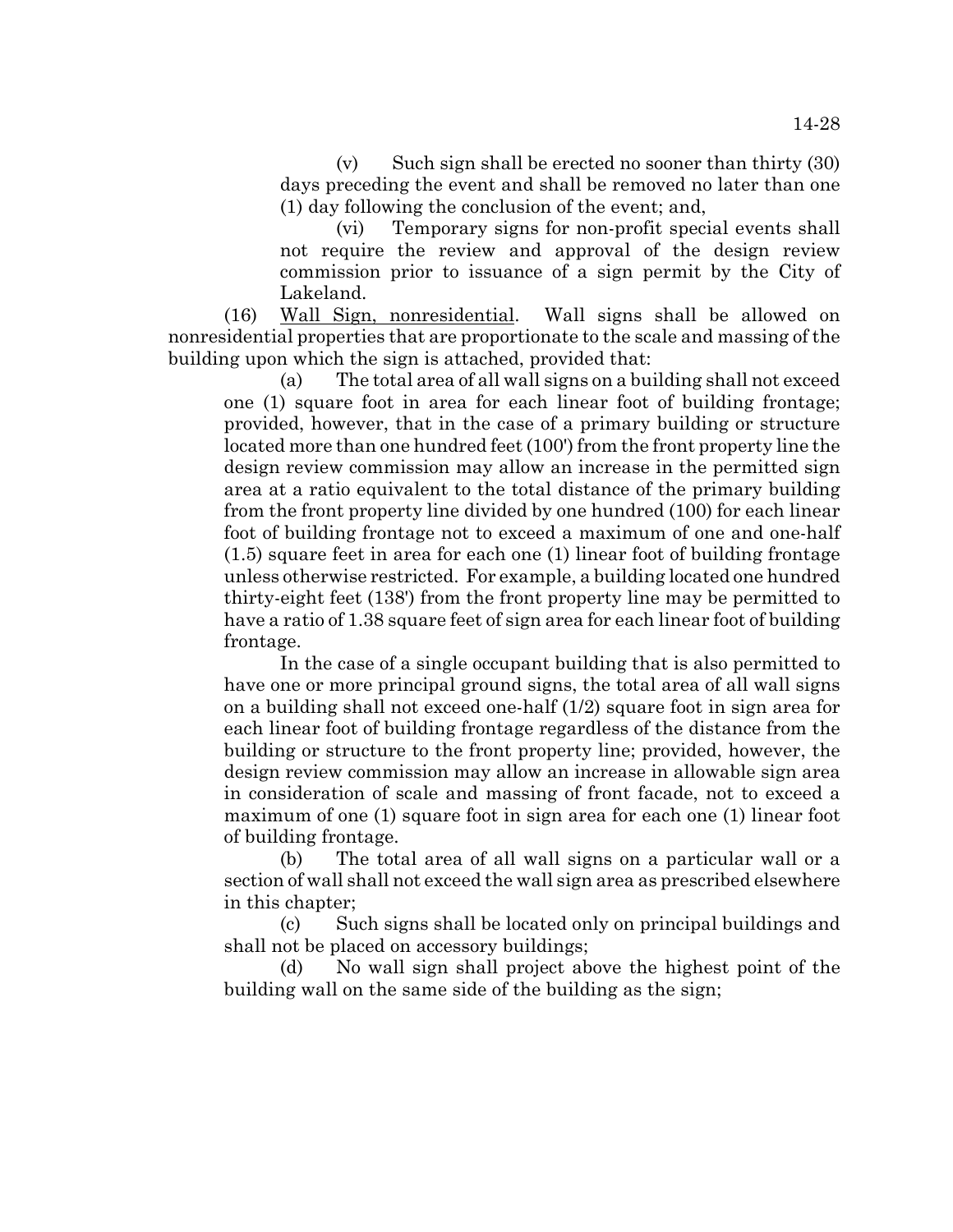(v) Such sign shall be erected no sooner than thirty (30) days preceding the event and shall be removed no later than one (1) day following the conclusion of the event; and,

(vi) Temporary signs for non-profit special events shall not require the review and approval of the design review commission prior to issuance of a sign permit by the City of Lakeland.

(16) Wall Sign, nonresidential. Wall signs shall be allowed on nonresidential properties that are proportionate to the scale and massing of the building upon which the sign is attached, provided that:

(a) The total area of all wall signs on a building shall not exceed one (1) square foot in area for each linear foot of building frontage; provided, however, that in the case of a primary building or structure located more than one hundred feet (100') from the front property line the design review commission may allow an increase in the permitted sign area at a ratio equivalent to the total distance of the primary building from the front property line divided by one hundred (100) for each linear foot of building frontage not to exceed a maximum of one and one-half (1.5) square feet in area for each one (1) linear foot of building frontage unless otherwise restricted. For example, a building located one hundred thirty-eight feet (138') from the front property line may be permitted to have a ratio of 1.38 square feet of sign area for each linear foot of building frontage.

In the case of a single occupant building that is also permitted to have one or more principal ground signs, the total area of all wall signs on a building shall not exceed one-half (1/2) square foot in sign area for each linear foot of building frontage regardless of the distance from the building or structure to the front property line; provided, however, the design review commission may allow an increase in allowable sign area in consideration of scale and massing of front facade, not to exceed a maximum of one (1) square foot in sign area for each one (1) linear foot of building frontage.

(b) The total area of all wall signs on a particular wall or a section of wall shall not exceed the wall sign area as prescribed elsewhere in this chapter;

(c) Such signs shall be located only on principal buildings and shall not be placed on accessory buildings;

(d) No wall sign shall project above the highest point of the building wall on the same side of the building as the sign;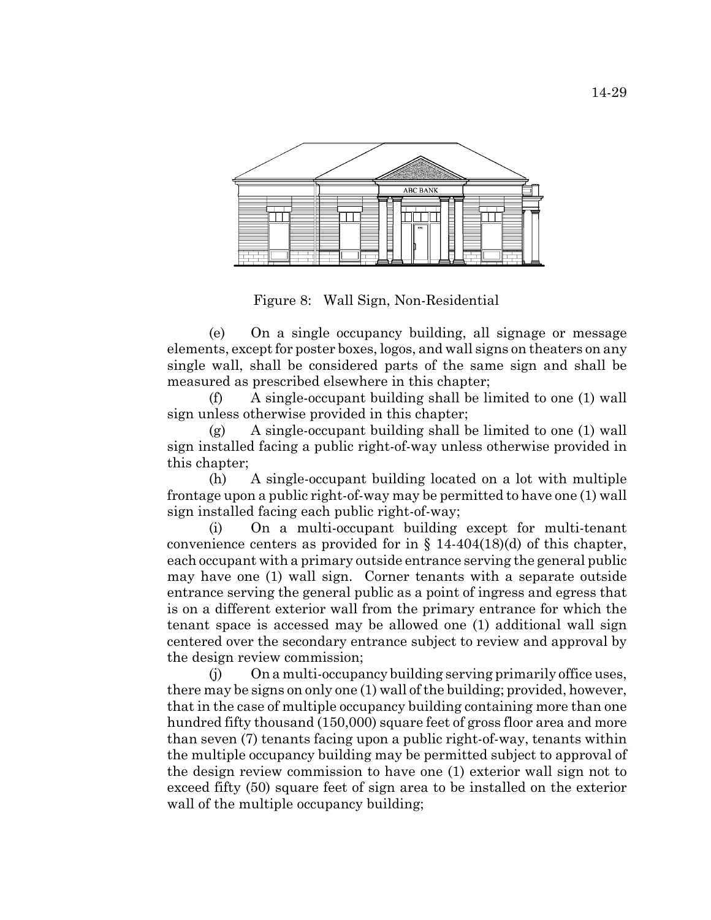Figure 8: Wall Sign, Non-Residential

(e) On a single occupancy building, all signage or message elements, except for poster boxes, logos, and wall signs on theaters on any single wall, shall be considered parts of the same sign and shall be measured as prescribed elsewhere in this chapter;

(f) A single-occupant building shall be limited to one (1) wall sign unless otherwise provided in this chapter;

(g) A single-occupant building shall be limited to one (1) wall sign installed facing a public right-of-way unless otherwise provided in this chapter;

(h) A single-occupant building located on a lot with multiple frontage upon a public right-of-way may be permitted to have one (1) wall sign installed facing each public right-of-way;

(i) On a multi-occupant building except for multi-tenant convenience centers as provided for in § 14-404(18)(d) of this chapter, each occupant with a primary outside entrance serving the general public may have one (1) wall sign. Corner tenants with a separate outside entrance serving the general public as a point of ingress and egress that is on a different exterior wall from the primary entrance for which the tenant space is accessed may be allowed one (1) additional wall sign centered over the secondary entrance subject to review and approval by the design review commission;

(j) On a multi-occupancy building serving primarily office uses, there may be signs on only one (1) wall of the building; provided, however, that in the case of multiple occupancy building containing more than one hundred fifty thousand (150,000) square feet of gross floor area and more than seven (7) tenants facing upon a public right-of-way, tenants within the multiple occupancy building may be permitted subject to approval of the design review commission to have one (1) exterior wall sign not to exceed fifty (50) square feet of sign area to be installed on the exterior wall of the multiple occupancy building;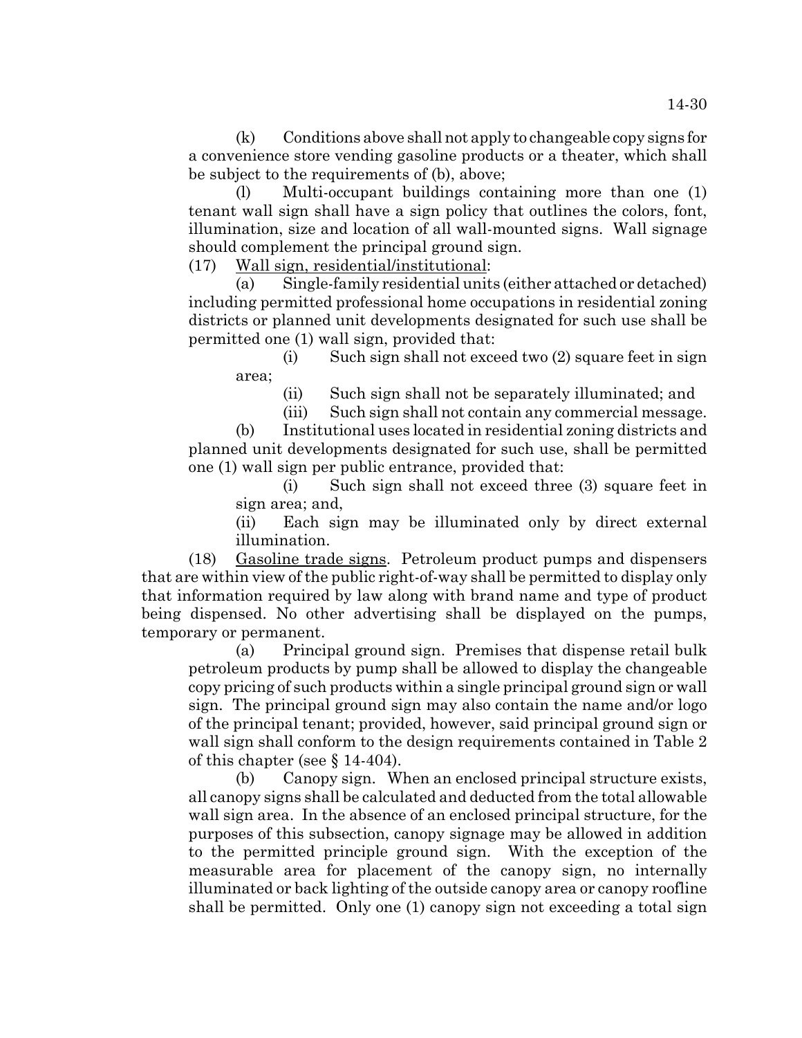(k) Conditions above shall not apply to changeable copy signs for a convenience store vending gasoline products or a theater, which shall be subject to the requirements of (b), above;

(l) Multi-occupant buildings containing more than one (1) tenant wall sign shall have a sign policy that outlines the colors, font, illumination, size and location of all wall-mounted signs. Wall signage should complement the principal ground sign.

(17) Wall sign, residential/institutional:

(a) Single-family residential units (either attached or detached) including permitted professional home occupations in residential zoning districts or planned unit developments designated for such use shall be permitted one (1) wall sign, provided that:

(i) Such sign shall not exceed two (2) square feet in sign area;

(ii) Such sign shall not be separately illuminated; and

(iii) Such sign shall not contain any commercial message.

(b) Institutional uses located in residential zoning districts and planned unit developments designated for such use, shall be permitted one (1) wall sign per public entrance, provided that:

(i) Such sign shall not exceed three (3) square feet in sign area; and,

(ii) Each sign may be illuminated only by direct external illumination.

(18) Gasoline trade signs. Petroleum product pumps and dispensers that are within view of the public right-of-way shall be permitted to display only that information required by law along with brand name and type of product being dispensed. No other advertising shall be displayed on the pumps, temporary or permanent.

(a) Principal ground sign. Premises that dispense retail bulk petroleum products by pump shall be allowed to display the changeable copy pricing of such products within a single principal ground sign or wall sign. The principal ground sign may also contain the name and/or logo of the principal tenant; provided, however, said principal ground sign or wall sign shall conform to the design requirements contained in Table 2 of this chapter (see § 14-404).

(b) Canopy sign. When an enclosed principal structure exists, all canopy signs shall be calculated and deducted from the total allowable wall sign area. In the absence of an enclosed principal structure, for the purposes of this subsection, canopy signage may be allowed in addition to the permitted principle ground sign. With the exception of the measurable area for placement of the canopy sign, no internally illuminated or back lighting of the outside canopy area or canopy roofline shall be permitted. Only one (1) canopy sign not exceeding a total sign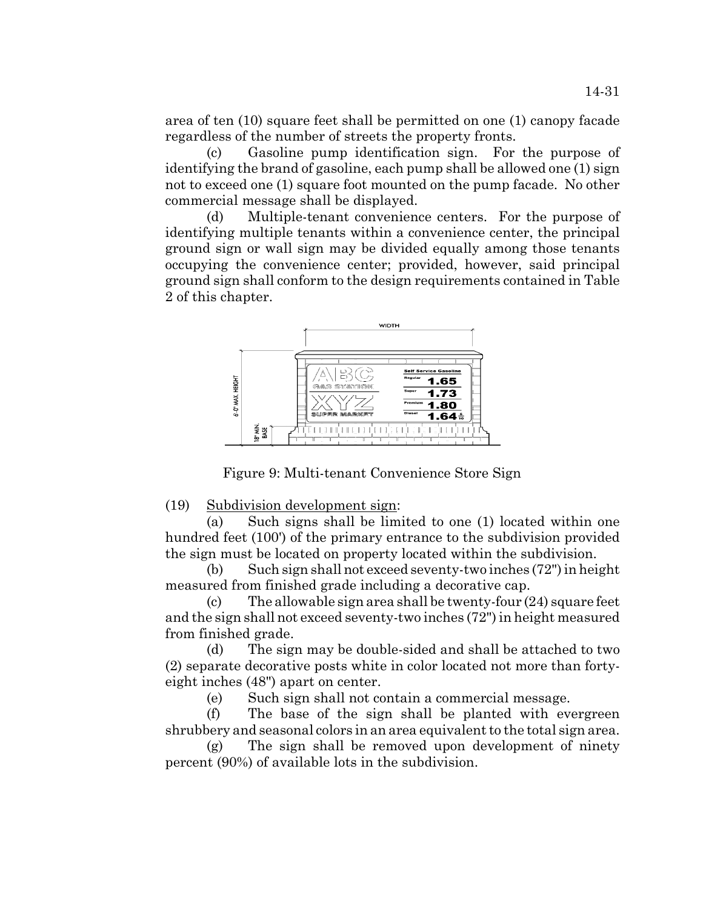area of ten (10) square feet shall be permitted on one (1) canopy facade regardless of the number of streets the property fronts.

(c) Gasoline pump identification sign. For the purpose of identifying the brand of gasoline, each pump shall be allowed one (1) sign not to exceed one (1) square foot mounted on the pump facade. No other commercial message shall be displayed.

(d) Multiple-tenant convenience centers. For the purpose of identifying multiple tenants within a convenience center, the principal ground sign or wall sign may be divided equally among those tenants occupying the convenience center; provided, however, said principal ground sign shall conform to the design requirements contained in Table 2 of this chapter.

Figure 9: Multi-tenant Convenience Store Sign

(19) Subdivision development sign:

(a) Such signs shall be limited to one (1) located within one hundred feet (100') of the primary entrance to the subdivision provided the sign must be located on property located within the subdivision.

(b) Such sign shall not exceed seventy-two inches (72") in height measured from finished grade including a decorative cap.

(c) The allowable sign area shall be twenty-four (24) square feet and the sign shall not exceed seventy-two inches (72") in height measured from finished grade.

(d) The sign may be double-sided and shall be attached to two (2) separate decorative posts white in color located not more than forty-eight inches (48") apart on center.

(e) Such sign shall not contain a commercial message.

(f) The base of the sign shall be planted with evergreen shrubbery and seasonal colors in an area equivalent to the total sign area.

(g) The sign shall be removed upon development of ninety percent (90%) of available lots in the subdivision.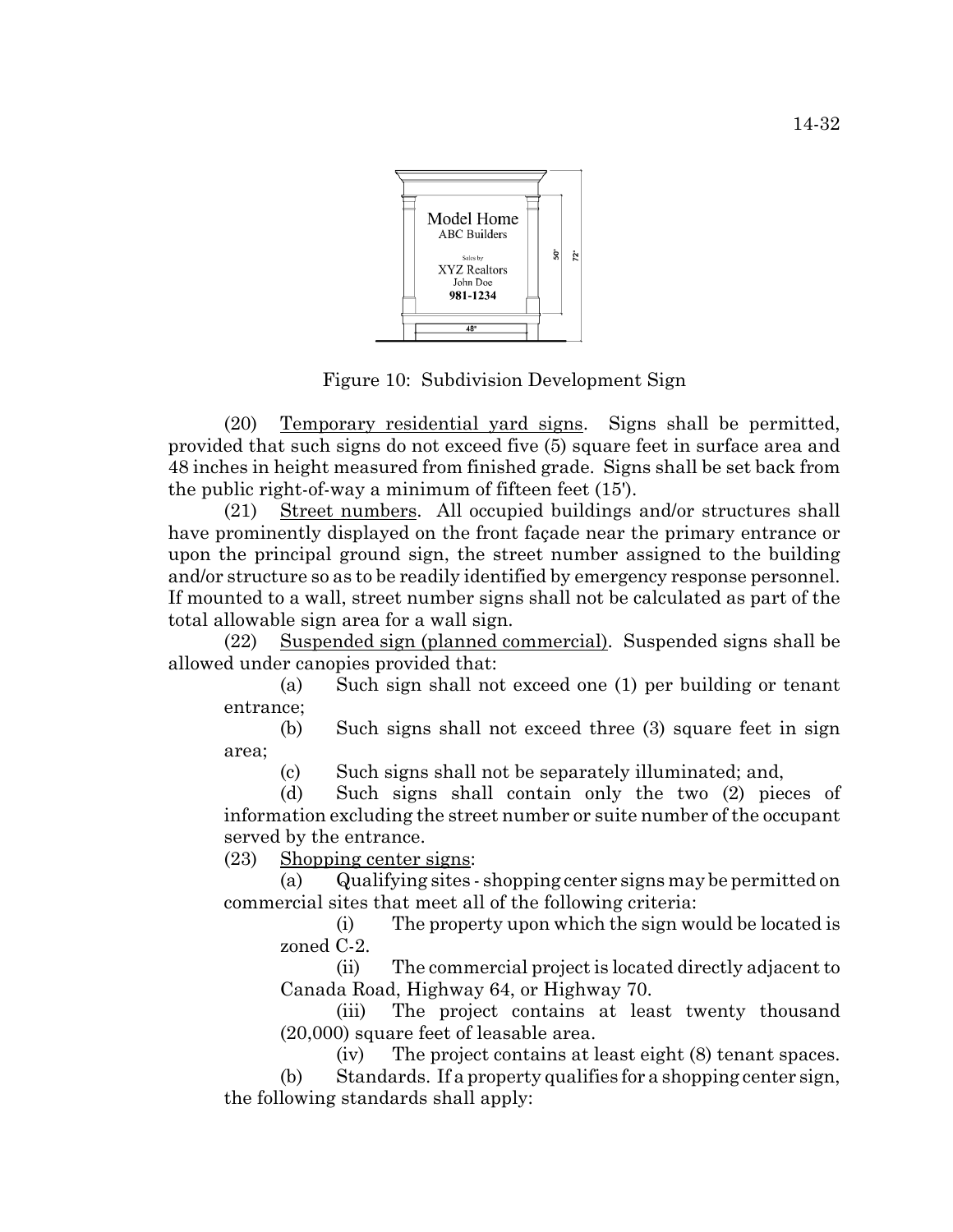Figure 10: Subdivision Development Sign

(20) Temporary residential yard signs. Signs shall be permitted, provided that such signs do not exceed five (5) square feet in surface area and 48 inches in height measured from finished grade. Signs shall be set back from the public right-of-way a minimum of fifteen feet (15').

(21) Street numbers. All occupied buildings and/or structures shall have prominently displayed on the front façade near the primary entrance or upon the principal ground sign, the street number assigned to the building and/or structure so as to be readily identified by emergency response personnel. If mounted to a wall, street number signs shall not be calculated as part of the total allowable sign area for a wall sign.

(22) Suspended sign (planned commercial). Suspended signs shall be allowed under canopies provided that:

(a) Such sign shall not exceed one (1) per building or tenant entrance;

(b) Such signs shall not exceed three (3) square feet in sign area;

(c) Such signs shall not be separately illuminated; and,

(d) Such signs shall contain only the two (2) pieces of information excluding the street number or suite number of the occupant served by the entrance.

(23) Shopping center signs:

(a) Qualifying sites - shopping center signs may be permitted on commercial sites that meet all of the following criteria:

(i) The property upon which the sign would be located is zoned C-2.

(ii) The commercial project is located directly adjacent to Canada Road, Highway 64, or Highway 70.

(iii) The project contains at least twenty thousand (20,000) square feet of leasable area.

(iv) The project contains at least eight (8) tenant spaces.

(b) Standards. If a property qualifies for a shopping center sign, the following standards shall apply: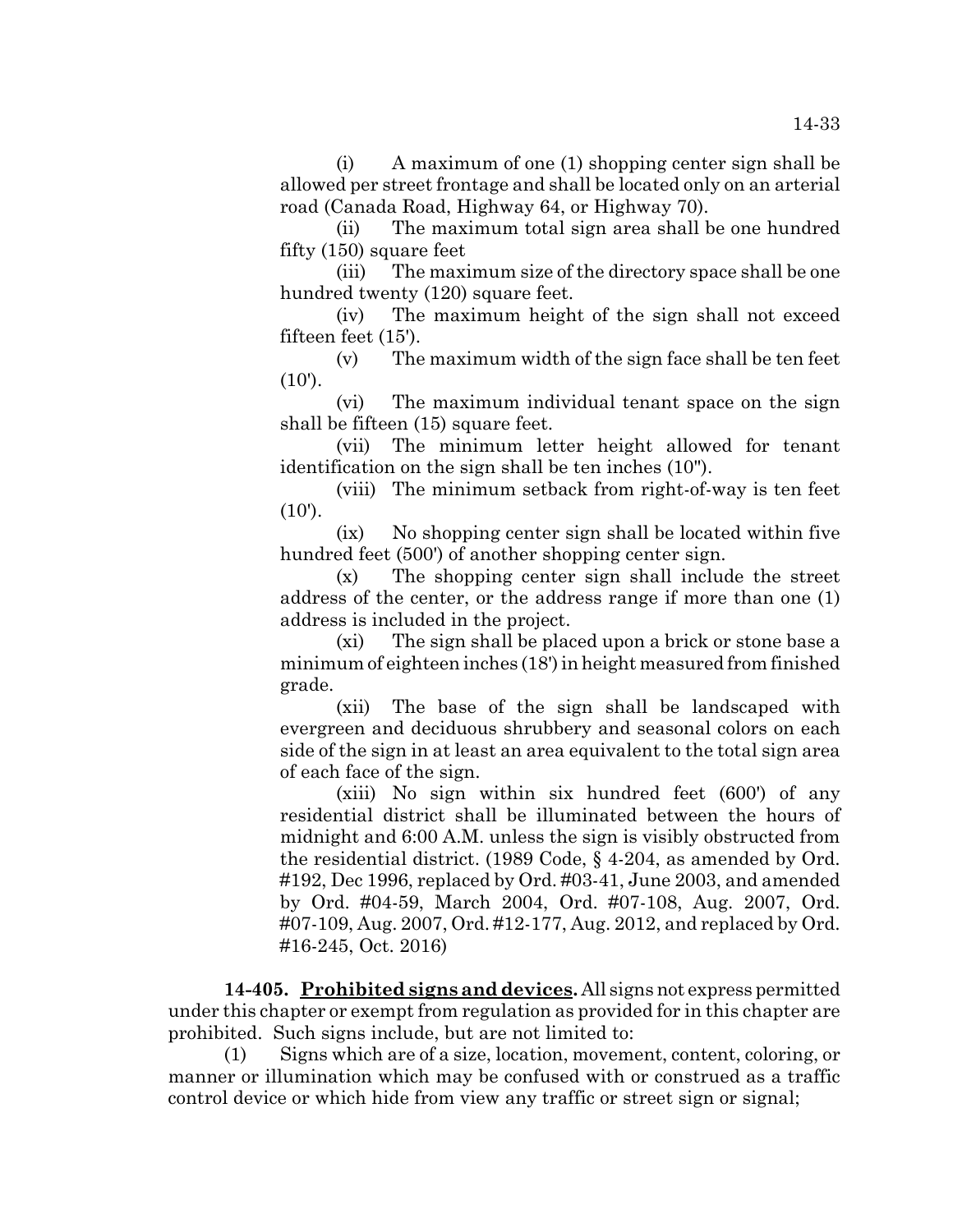(i) A maximum of one (1) shopping center sign shall be allowed per street frontage and shall be located only on an arterial road (Canada Road, Highway 64, or Highway 70).

(ii) The maximum total sign area shall be one hundred fifty (150) square feet

(iii) The maximum size of the directory space shall be one hundred twenty (120) square feet.

(iv) The maximum height of the sign shall not exceed fifteen feet (15').

(v) The maximum width of the sign face shall be ten feet (10').

(vi) The maximum individual tenant space on the sign shall be fifteen (15) square feet.

(vii) The minimum letter height allowed for tenant identification on the sign shall be ten inches (10").

(viii) The minimum setback from right-of-way is ten feet (10').

(ix) No shopping center sign shall be located within five hundred feet (500') of another shopping center sign.

(x) The shopping center sign shall include the street address of the center, or the address range if more than one (1) address is included in the project.

(xi) The sign shall be placed upon a brick or stone base a minimum of eighteen inches (18') in height measured from finished grade.

(xii) The base of the sign shall be landscaped with evergreen and deciduous shrubbery and seasonal colors on each side of the sign in at least an area equivalent to the total sign area of each face of the sign.

(xiii) No sign within six hundred feet (600') of any residential district shall be illuminated between the hours of midnight and 6:00 A.M. unless the sign is visibly obstructed from the residential district. (1989 Code, § 4-204, as amended by Ord. #192, Dec 1996, replaced by Ord. #03-41, June 2003, and amended by Ord. #04-59, March 2004, Ord. #07-108, Aug. 2007, Ord. #07-109, Aug. 2007, Ord. #12-177, Aug. 2012, and replaced by Ord. #16-245, Oct. 2016)

**14-405. Prohibited signs and devices.** All signs not express permitted under this chapter or exempt from regulation as provided for in this chapter are prohibited. Such signs include, but are not limited to:

(1) Signs which are of a size, location, movement, content, coloring, or manner or illumination which may be confused with or construed as a traffic control device or which hide from view any traffic or street sign or signal;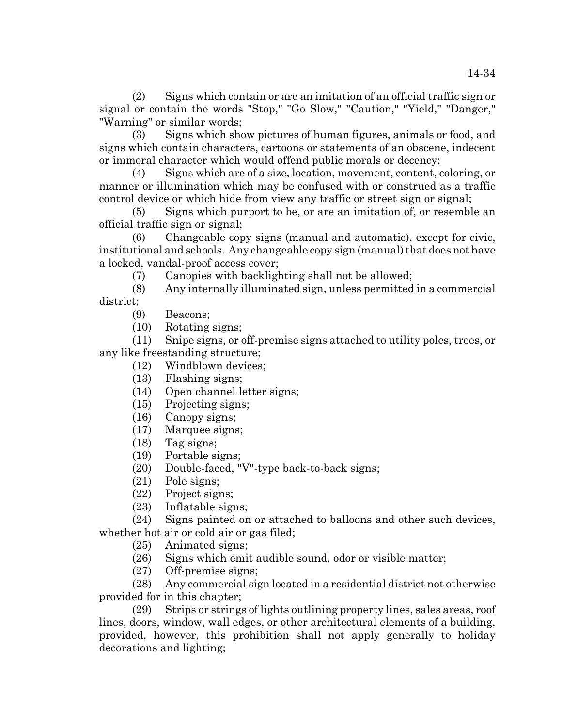(2) Signs which contain or are an imitation of an official traffic sign or signal or contain the words "Stop," "Go Slow," "Caution," "Yield," "Danger," "Warning" or similar words;

(3) Signs which show pictures of human figures, animals or food, and signs which contain characters, cartoons or statements of an obscene, indecent or immoral character which would offend public morals or decency;

(4) Signs which are of a size, location, movement, content, coloring, or manner or illumination which may be confused with or construed as a traffic control device or which hide from view any traffic or street sign or signal;

(5) Signs which purport to be, or are an imitation of, or resemble an official traffic sign or signal;

(6) Changeable copy signs (manual and automatic), except for civic, institutional and schools. Any changeable copy sign (manual) that does not have a locked, vandal-proof access cover;

(7) Canopies with backlighting shall not be allowed;

(8) Any internally illuminated sign, unless permitted in a commercial district;

(9) Beacons;

(10) Rotating signs;

(11) Snipe signs, or off-premise signs attached to utility poles, trees, or any like freestanding structure;

(12) Windblown devices;

(13) Flashing signs;

(14) Open channel letter signs;

(15) Projecting signs;

(16) Canopy signs;

(17) Marquee signs;

(18) Tag signs;

(19) Portable signs;

(20) Double-faced, "V"-type back-to-back signs;

(21) Pole signs;

(22) Project signs;

(23) Inflatable signs;

(24) Signs painted on or attached to balloons and other such devices, whether hot air or cold air or gas filed;

(25) Animated signs;

(26) Signs which emit audible sound, odor or visible matter;

(27) Off-premise signs;

(28) Any commercial sign located in a residential district not otherwise provided for in this chapter;

(29) Strips or strings of lights outlining property lines, sales areas, roof lines, doors, window, wall edges, or other architectural elements of a building, provided, however, this prohibition shall not apply generally to holiday decorations and lighting;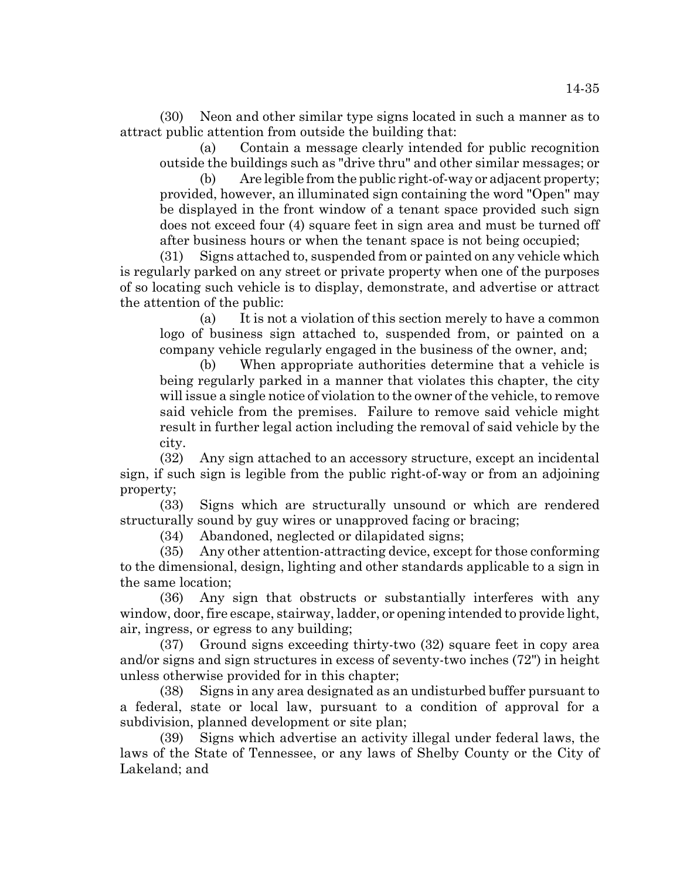(30) Neon and other similar type signs located in such a manner as to attract public attention from outside the building that:

(a) Contain a message clearly intended for public recognition outside the buildings such as "drive thru" and other similar messages; or

(b) Are legible from the public right-of-way or adjacent property; provided, however, an illuminated sign containing the word "Open" may be displayed in the front window of a tenant space provided such sign does not exceed four (4) square feet in sign area and must be turned off after business hours or when the tenant space is not being occupied;

(31) Signs attached to, suspended from or painted on any vehicle which is regularly parked on any street or private property when one of the purposes of so locating such vehicle is to display, demonstrate, and advertise or attract the attention of the public:

(a) It is not a violation of this section merely to have a common logo of business sign attached to, suspended from, or painted on a company vehicle regularly engaged in the business of the owner, and;

(b) When appropriate authorities determine that a vehicle is being regularly parked in a manner that violates this chapter, the city will issue a single notice of violation to the owner of the vehicle, to remove said vehicle from the premises. Failure to remove said vehicle might result in further legal action including the removal of said vehicle by the city.

(32) Any sign attached to an accessory structure, except an incidental sign, if such sign is legible from the public right-of-way or from an adjoining property;

(33) Signs which are structurally unsound or which are rendered structurally sound by guy wires or unapproved facing or bracing;

(34) Abandoned, neglected or dilapidated signs;

(35) Any other attention-attracting device, except for those conforming to the dimensional, design, lighting and other standards applicable to a sign in the same location;

(36) Any sign that obstructs or substantially interferes with any window, door, fire escape, stairway, ladder, or opening intended to provide light, air, ingress, or egress to any building;

(37) Ground signs exceeding thirty-two (32) square feet in copy area and/or signs and sign structures in excess of seventy-two inches (72") in height unless otherwise provided for in this chapter;

(38) Signs in any area designated as an undisturbed buffer pursuant to a federal, state or local law, pursuant to a condition of approval for a subdivision, planned development or site plan;

(39) Signs which advertise an activity illegal under federal laws, the laws of the State of Tennessee, or any laws of Shelby County or the City of Lakeland; and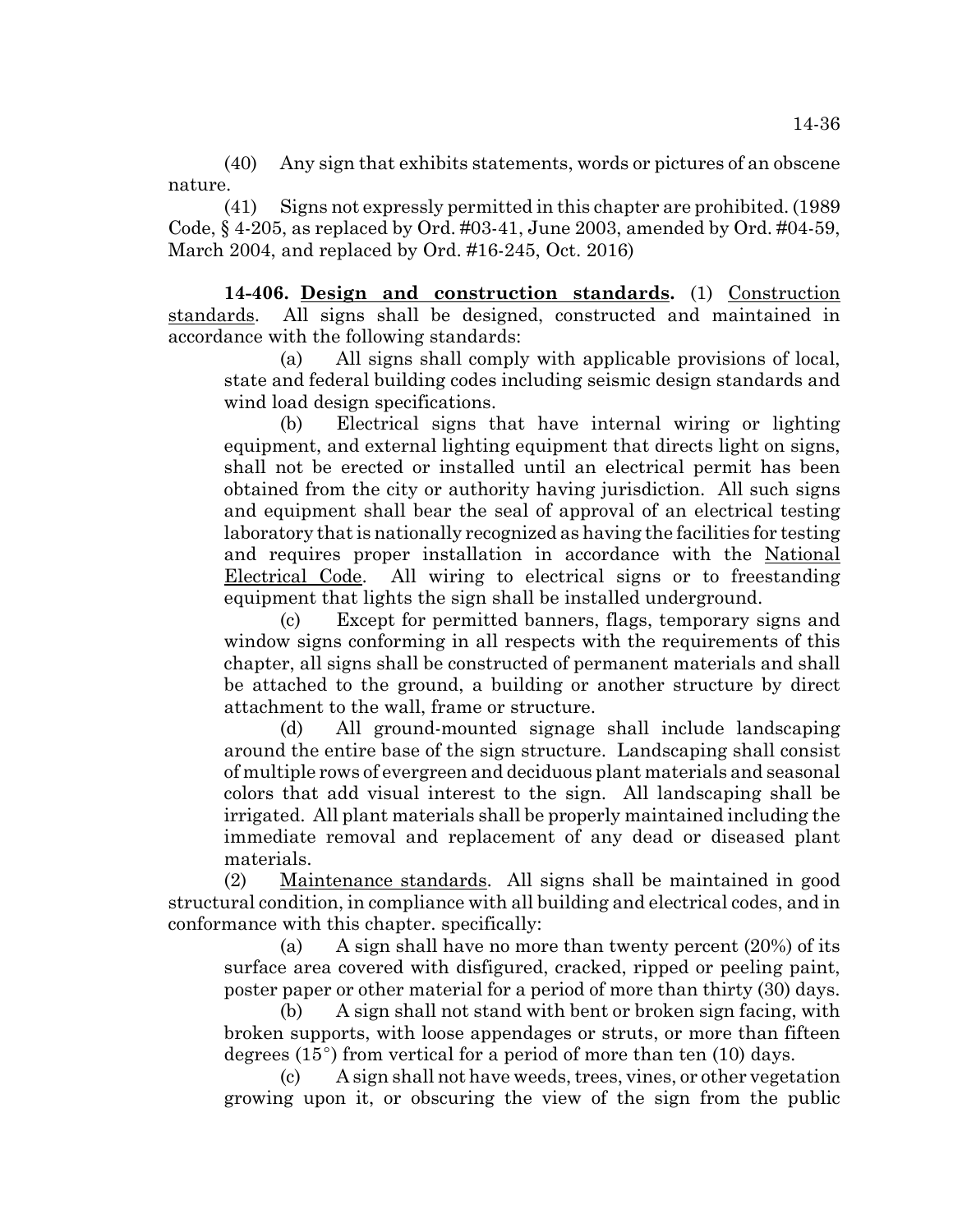(40) Any sign that exhibits statements, words or pictures of an obscene nature.

(41) Signs not expressly permitted in this chapter are prohibited. (1989 Code, § 4-205, as replaced by Ord. #03-41, June 2003, amended by Ord. #04-59, March 2004, and replaced by Ord. #16-245, Oct. 2016)

**14-406. <u>Design and construction standards</u>.** (1) <u>Construction standards</u>. All signs shall be designed, constructed and maintained in accordance with the following standards:

(a) All signs shall comply with applicable provisions of local, state and federal building codes including seismic design standards and wind load design specifications.

(b) Electrical signs that have internal wiring or lighting equipment, and external lighting equipment that directs light on signs, shall not be erected or installed until an electrical permit has been obtained from the city or authority having jurisdiction. All such signs and equipment shall bear the seal of approval of an electrical testing laboratory that is nationally recognized as having the facilities for testing and requires proper installation in accordance with the <u>National Electrical Code</u>. All wiring to electrical signs or to freestanding equipment that lights the sign shall be installed underground.

(c) Except for permitted banners, flags, temporary signs and window signs conforming in all respects with the requirements of this chapter, all signs shall be constructed of permanent materials and shall be attached to the ground, a building or another structure by direct attachment to the wall, frame or structure.

(d) All ground-mounted signage shall include landscaping around the entire base of the sign structure. Landscaping shall consist of multiple rows of evergreen and deciduous plant materials and seasonal colors that add visual interest to the sign. All landscaping shall be irrigated. All plant materials shall be properly maintained including the immediate removal and replacement of any dead or diseased plant materials.

(2) <u>Maintenance standards</u>. All signs shall be maintained in good structural condition, in compliance with all building and electrical codes, and in conformance with this chapter. specifically:

(a) A sign shall have no more than twenty percent (20%) of its surface area covered with disfigured, cracked, ripped or peeling paint, poster paper or other material for a period of more than thirty (30) days.

(b) A sign shall not stand with bent or broken sign facing, with broken supports, with loose appendages or struts, or more than fifteen degrees (15°) from vertical for a period of more than ten (10) days.

(c) A sign shall not have weeds, trees, vines, or other vegetation growing upon it, or obscuring the view of the sign from the public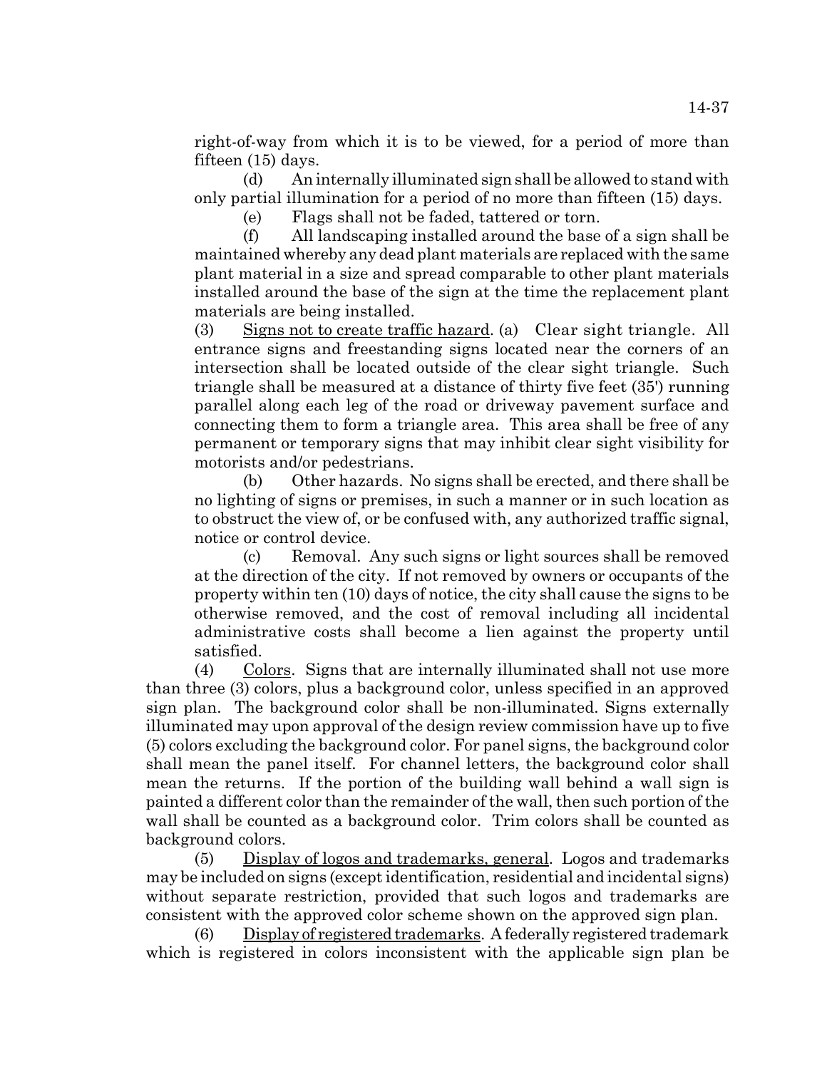right-of-way from which it is to be viewed, for a period of more than fifteen (15) days.

(d) An internally illuminated sign shall be allowed to stand with only partial illumination for a period of no more than fifteen (15) days.

(e) Flags shall not be faded, tattered or torn.

(f) All landscaping installed around the base of a sign shall be maintained whereby any dead plant materials are replaced with the same plant material in a size and spread comparable to other plant materials installed around the base of the sign at the time the replacement plant materials are being installed.

(3) Signs not to create traffic hazard. (a) Clear sight triangle. All entrance signs and freestanding signs located near the corners of an intersection shall be located outside of the clear sight triangle. Such triangle shall be measured at a distance of thirty five feet (35') running parallel along each leg of the road or driveway pavement surface and connecting them to form a triangle area. This area shall be free of any permanent or temporary signs that may inhibit clear sight visibility for motorists and/or pedestrians.

(b) Other hazards. No signs shall be erected, and there shall be no lighting of signs or premises, in such a manner or in such location as to obstruct the view of, or be confused with, any authorized traffic signal, notice or control device.

(c) Removal. Any such signs or light sources shall be removed at the direction of the city. If not removed by owners or occupants of the property within ten (10) days of notice, the city shall cause the signs to be otherwise removed, and the cost of removal including all incidental administrative costs shall become a lien against the property until satisfied.

(4) Colors. Signs that are internally illuminated shall not use more than three (3) colors, plus a background color, unless specified in an approved sign plan. The background color shall be non-illuminated. Signs externally illuminated may upon approval of the design review commission have up to five (5) colors excluding the background color. For panel signs, the background color shall mean the panel itself. For channel letters, the background color shall mean the returns. If the portion of the building wall behind a wall sign is painted a different color than the remainder of the wall, then such portion of the wall shall be counted as a background color. Trim colors shall be counted as background colors.

(5) Display of logos and trademarks, general. Logos and trademarks may be included on signs (except identification, residential and incidental signs) without separate restriction, provided that such logos and trademarks are consistent with the approved color scheme shown on the approved sign plan.

(6) Display of registered trademarks. A federally registered trademark which is registered in colors inconsistent with the applicable sign plan be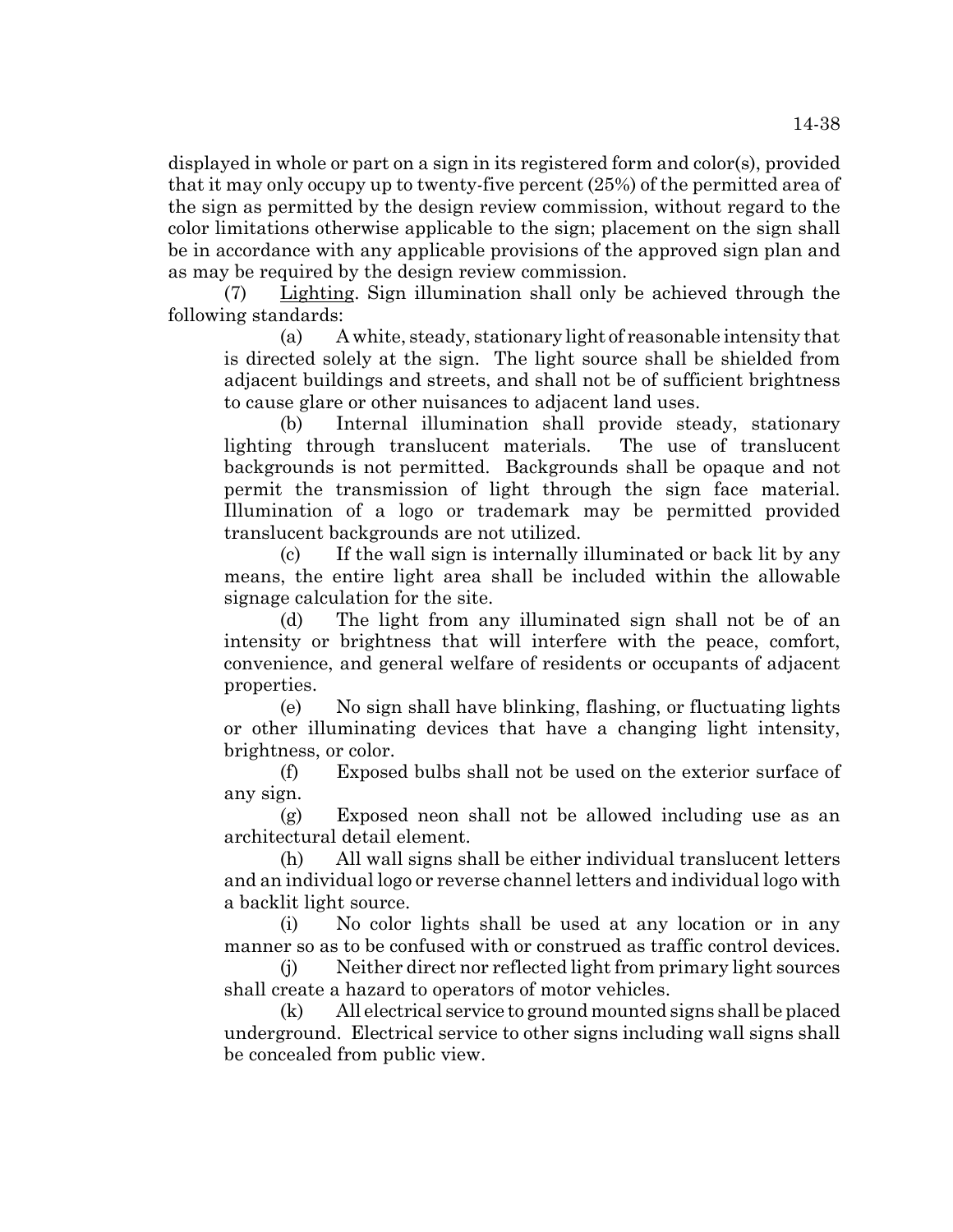displayed in whole or part on a sign in its registered form and color(s), provided that it may only occupy up to twenty-five percent (25%) of the permitted area of the sign as permitted by the design review commission, without regard to the color limitations otherwise applicable to the sign; placement on the sign shall be in accordance with any applicable provisions of the approved sign plan and as may be required by the design review commission.

(7) Lighting. Sign illumination shall only be achieved through the following standards:

(a) A white, steady, stationary light of reasonable intensity that is directed solely at the sign. The light source shall be shielded from adjacent buildings and streets, and shall not be of sufficient brightness to cause glare or other nuisances to adjacent land uses.

(b) Internal illumination shall provide steady, stationary lighting through translucent materials. The use of translucent backgrounds is not permitted. Backgrounds shall be opaque and not permit the transmission of light through the sign face material. Illumination of a logo or trademark may be permitted provided translucent backgrounds are not utilized.

(c) If the wall sign is internally illuminated or back lit by any means, the entire light area shall be included within the allowable signage calculation for the site.

(d) The light from any illuminated sign shall not be of an intensity or brightness that will interfere with the peace, comfort, convenience, and general welfare of residents or occupants of adjacent properties.

(e) No sign shall have blinking, flashing, or fluctuating lights or other illuminating devices that have a changing light intensity, brightness, or color.

(f) Exposed bulbs shall not be used on the exterior surface of any sign.

(g) Exposed neon shall not be allowed including use as an architectural detail element.

(h) All wall signs shall be either individual translucent letters and an individual logo or reverse channel letters and individual logo with a backlit light source.

(i) No color lights shall be used at any location or in any manner so as to be confused with or construed as traffic control devices.

(j) Neither direct nor reflected light from primary light sources shall create a hazard to operators of motor vehicles.

(k) All electrical service to ground mounted signs shall be placed underground. Electrical service to other signs including wall signs shall be concealed from public view.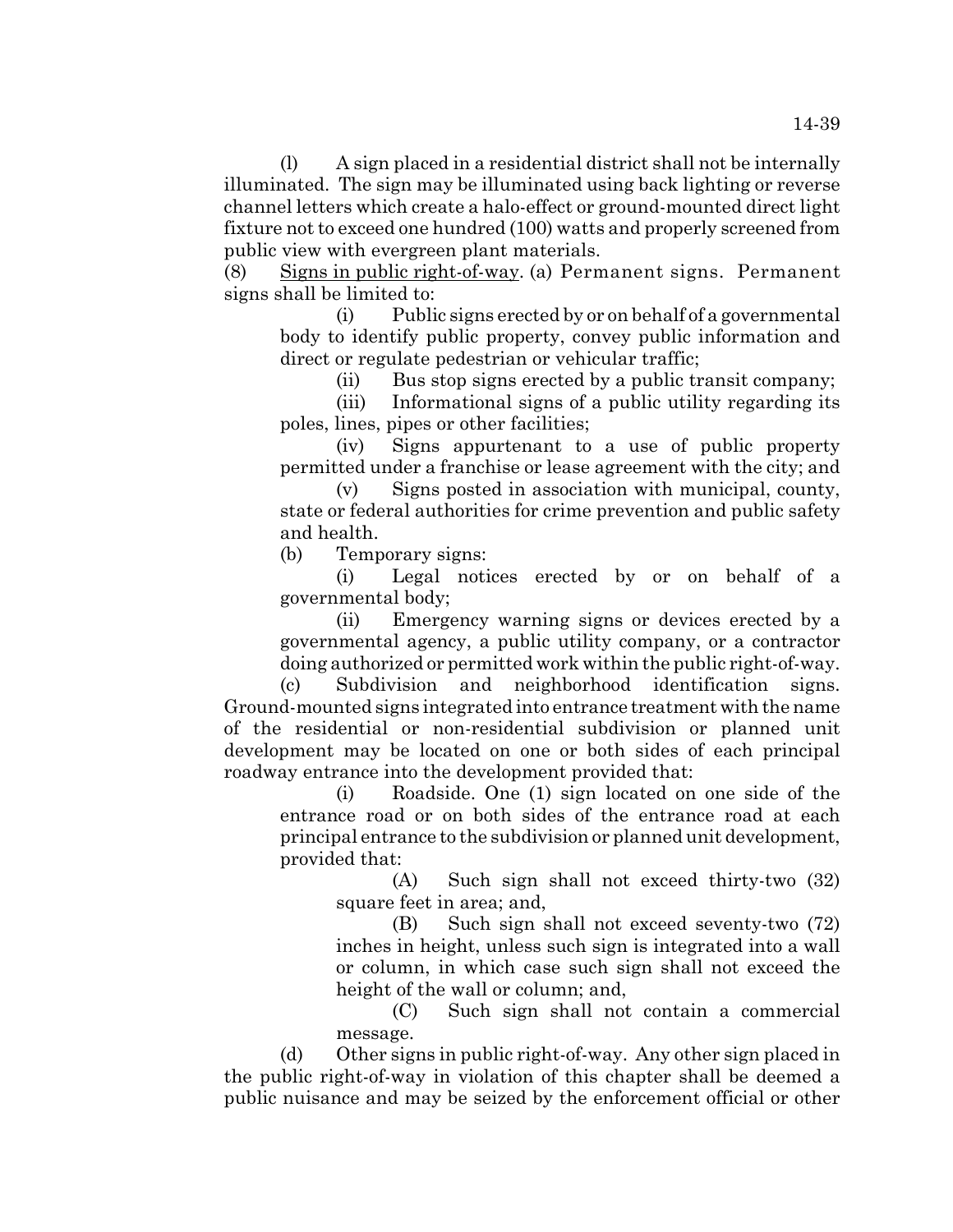(l) A sign placed in a residential district shall not be internally illuminated. The sign may be illuminated using back lighting or reverse channel letters which create a halo-effect or ground-mounted direct light fixture not to exceed one hundred (100) watts and properly screened from public view with evergreen plant materials.

(8) Signs in public right-of-way. (a) Permanent signs. Permanent signs shall be limited to:

(i) Public signs erected by or on behalf of a governmental body to identify public property, convey public information and direct or regulate pedestrian or vehicular traffic;

(ii) Bus stop signs erected by a public transit company;

(iii) Informational signs of a public utility regarding its poles, lines, pipes or other facilities;

(iv) Signs appurtenant to a use of public property permitted under a franchise or lease agreement with the city; and

(v) Signs posted in association with municipal, county, state or federal authorities for crime prevention and public safety and health.

(b) Temporary signs:

(i) Legal notices erected by or on behalf of a governmental body;

(ii) Emergency warning signs or devices erected by a governmental agency, a public utility company, or a contractor doing authorized or permitted work within the public right-of-way.

(c) Subdivision and neighborhood identification signs. Ground-mounted signs integrated into entrance treatment with the name of the residential or non-residential subdivision or planned unit development may be located on one or both sides of each principal roadway entrance into the development provided that:

(i) Roadside. One (1) sign located on one side of the entrance road or on both sides of the entrance road at each principal entrance to the subdivision or planned unit development, provided that:

(A) Such sign shall not exceed thirty-two (32) square feet in area; and,

(B) Such sign shall not exceed seventy-two (72) inches in height, unless such sign is integrated into a wall or column, in which case such sign shall not exceed the height of the wall or column; and,

(C) Such sign shall not contain a commercial message.

(d) Other signs in public right-of-way. Any other sign placed in the public right-of-way in violation of this chapter shall be deemed a public nuisance and may be seized by the enforcement official or other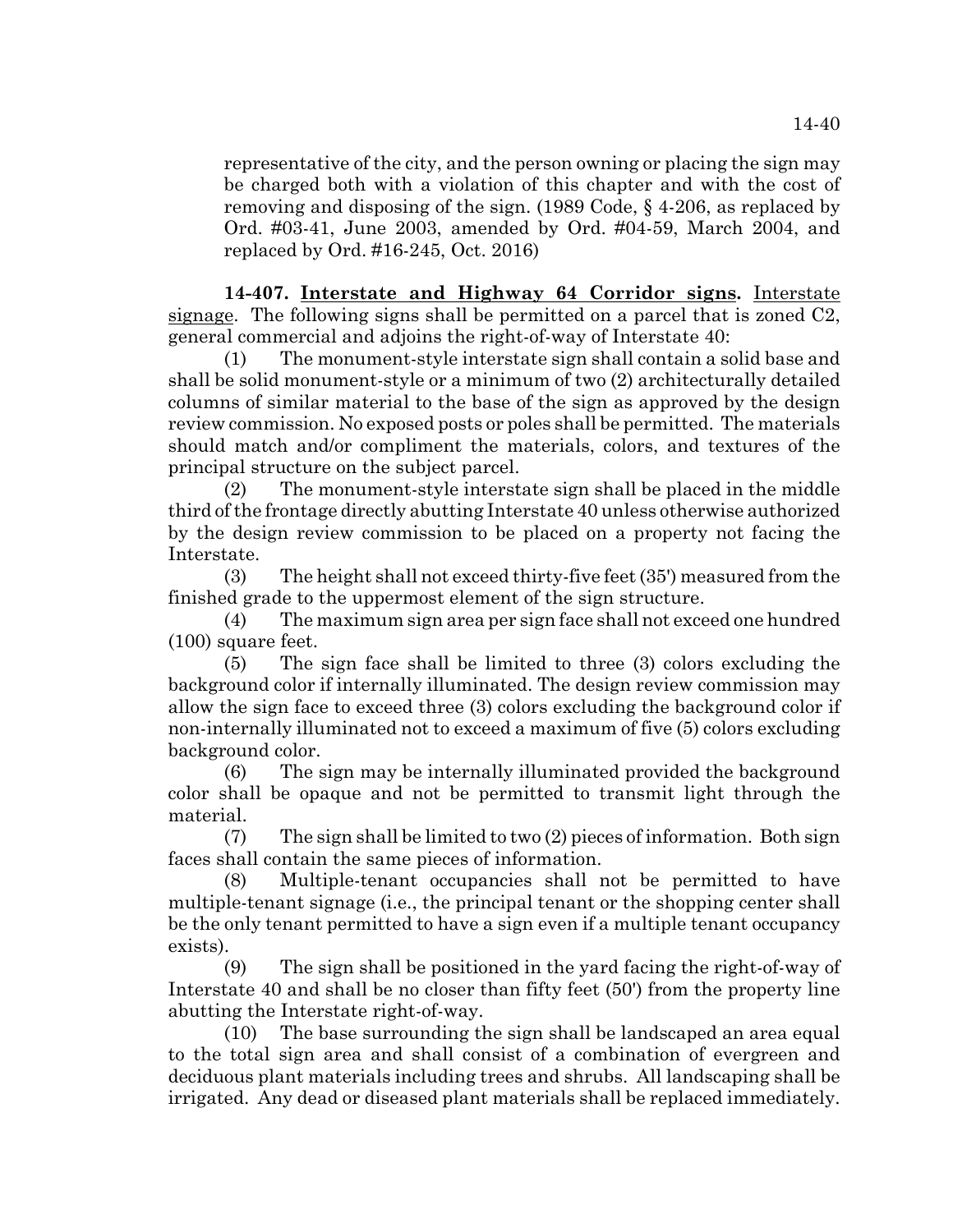representative of the city, and the person owning or placing the sign may be charged both with a violation of this chapter and with the cost of removing and disposing of the sign. (1989 Code, § 4-206, as replaced by Ord. #03-41, June 2003, amended by Ord. #04-59, March 2004, and replaced by Ord. #16-245, Oct. 2016)

**14-407. Interstate and Highway 64 Corridor signs.** Interstate signage. The following signs shall be permitted on a parcel that is zoned C2, general commercial and adjoins the right-of-way of Interstate 40:

(1) The monument-style interstate sign shall contain a solid base and shall be solid monument-style or a minimum of two (2) architecturally detailed columns of similar material to the base of the sign as approved by the design review commission. No exposed posts or poles shall be permitted. The materials should match and/or compliment the materials, colors, and textures of the principal structure on the subject parcel.

(2) The monument-style interstate sign shall be placed in the middle third of the frontage directly abutting Interstate 40 unless otherwise authorized by the design review commission to be placed on a property not facing the Interstate.

(3) The height shall not exceed thirty-five feet (35') measured from the finished grade to the uppermost element of the sign structure.

(4) The maximum sign area per sign face shall not exceed one hundred (100) square feet.

(5) The sign face shall be limited to three (3) colors excluding the background color if internally illuminated. The design review commission may allow the sign face to exceed three (3) colors excluding the background color if non-internally illuminated not to exceed a maximum of five (5) colors excluding background color.

(6) The sign may be internally illuminated provided the background color shall be opaque and not be permitted to transmit light through the material.

(7) The sign shall be limited to two (2) pieces of information. Both sign faces shall contain the same pieces of information.

(8) Multiple-tenant occupancies shall not be permitted to have multiple-tenant signage (i.e., the principal tenant or the shopping center shall be the only tenant permitted to have a sign even if a multiple tenant occupancy exists).

(9) The sign shall be positioned in the yard facing the right-of-way of Interstate 40 and shall be no closer than fifty feet (50') from the property line abutting the Interstate right-of-way.

(10) The base surrounding the sign shall be landscaped an area equal to the total sign area and shall consist of a combination of evergreen and deciduous plant materials including trees and shrubs. All landscaping shall be irrigated. Any dead or diseased plant materials shall be replaced immediately.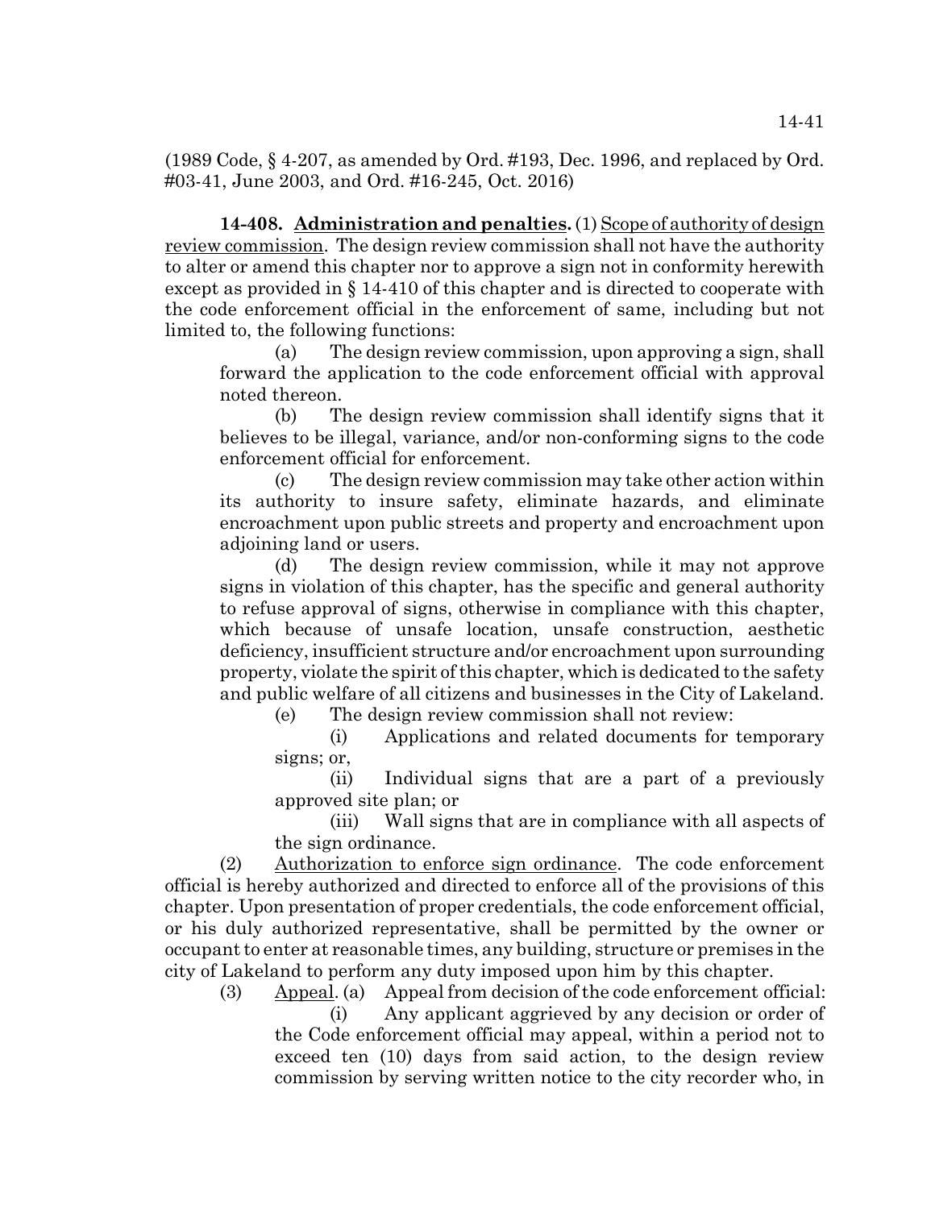(1989 Code, § 4-207, as amended by Ord. #193, Dec. 1996, and replaced by Ord. #03-41, June 2003, and Ord. #16-245, Oct. 2016)

**14-408. Administration and penalties.** (1) Scope of authority of design review commission. The design review commission shall not have the authority to alter or amend this chapter nor to approve a sign not in conformity herewith except as provided in § 14-410 of this chapter and is directed to cooperate with the code enforcement official in the enforcement of same, including but not limited to, the following functions:

(a) The design review commission, upon approving a sign, shall forward the application to the code enforcement official with approval noted thereon.

(b) The design review commission shall identify signs that it believes to be illegal, variance, and/or non-conforming signs to the code enforcement official for enforcement.

(c) The design review commission may take other action within its authority to insure safety, eliminate hazards, and eliminate encroachment upon public streets and property and encroachment upon adjoining land or users.

(d) The design review commission, while it may not approve signs in violation of this chapter, has the specific and general authority to refuse approval of signs, otherwise in compliance with this chapter, which because of unsafe location, unsafe construction, aesthetic deficiency, insufficient structure and/or encroachment upon surrounding property, violate the spirit of this chapter, which is dedicated to the safety and public welfare of all citizens and businesses in the City of Lakeland.

(e) The design review commission shall not review:

(i) Applications and related documents for temporary signs; or,

(ii) Individual signs that are a part of a previously approved site plan; or

(iii) Wall signs that are in compliance with all aspects of the sign ordinance.

(2) Authorization to enforce sign ordinance. The code enforcement official is hereby authorized and directed to enforce all of the provisions of this chapter. Upon presentation of proper credentials, the code enforcement official, or his duly authorized representative, shall be permitted by the owner or occupant to enter at reasonable times, any building, structure or premises in the city of Lakeland to perform any duty imposed upon him by this chapter.

(3) Appeal. (a) Appeal from decision of the code enforcement official:

(i) Any applicant aggrieved by any decision or order of the Code enforcement official may appeal, within a period not to exceed ten (10) days from said action, to the design review commission by serving written notice to the city recorder who, in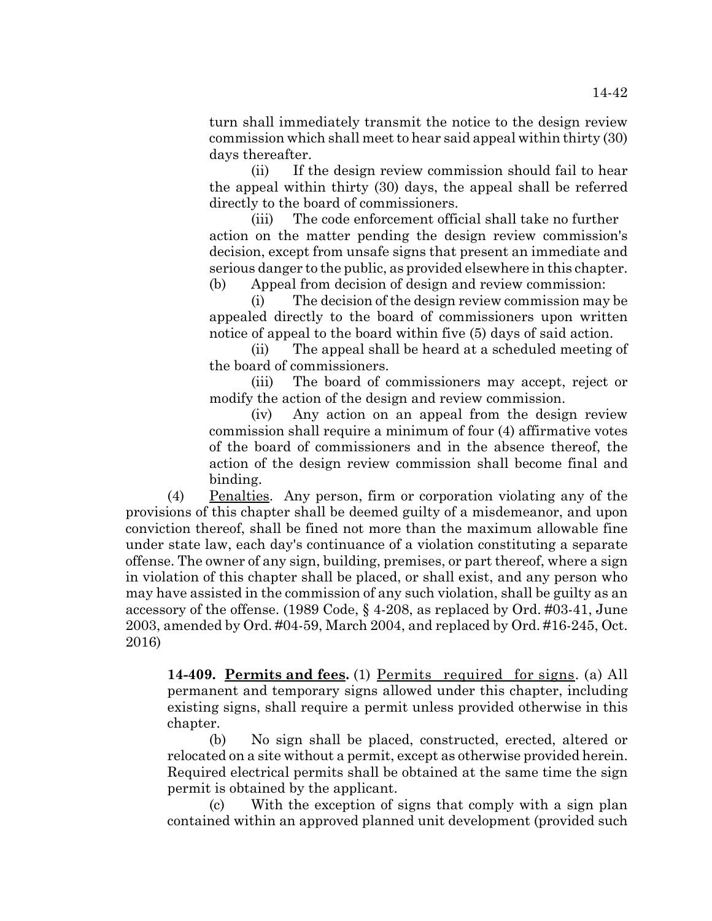turn shall immediately transmit the notice to the design review commission which shall meet to hear said appeal within thirty (30) days thereafter.

(ii) If the design review commission should fail to hear the appeal within thirty (30) days, the appeal shall be referred directly to the board of commissioners.

(iii) The code enforcement official shall take no further action on the matter pending the design review commission's decision, except from unsafe signs that present an immediate and serious danger to the public, as provided elsewhere in this chapter.

(b) Appeal from decision of design and review commission:

(i) The decision of the design review commission may be appealed directly to the board of commissioners upon written notice of appeal to the board within five (5) days of said action.

(ii) The appeal shall be heard at a scheduled meeting of the board of commissioners.

(iii) The board of commissioners may accept, reject or modify the action of the design and review commission.

(iv) Any action on an appeal from the design review commission shall require a minimum of four (4) affirmative votes of the board of commissioners and in the absence thereof, the action of the design review commission shall become final and binding.

(4) Penalties. Any person, firm or corporation violating any of the provisions of this chapter shall be deemed guilty of a misdemeanor, and upon conviction thereof, shall be fined not more than the maximum allowable fine under state law, each day's continuance of a violation constituting a separate offense. The owner of any sign, building, premises, or part thereof, where a sign in violation of this chapter shall be placed, or shall exist, and any person who may have assisted in the commission of any such violation, shall be guilty as an accessory of the offense. (1989 Code, § 4-208, as replaced by Ord. #03-41, June 2003, amended by Ord. #04-59, March 2004, and replaced by Ord. #16-245, Oct. 2016)

**14-409. Permits and fees.** (1) Permits required for signs. (a) All permanent and temporary signs allowed under this chapter, including existing signs, shall require a permit unless provided otherwise in this chapter.

(b) No sign shall be placed, constructed, erected, altered or relocated on a site without a permit, except as otherwise provided herein. Required electrical permits shall be obtained at the same time the sign permit is obtained by the applicant.

(c) With the exception of signs that comply with a sign plan contained within an approved planned unit development (provided such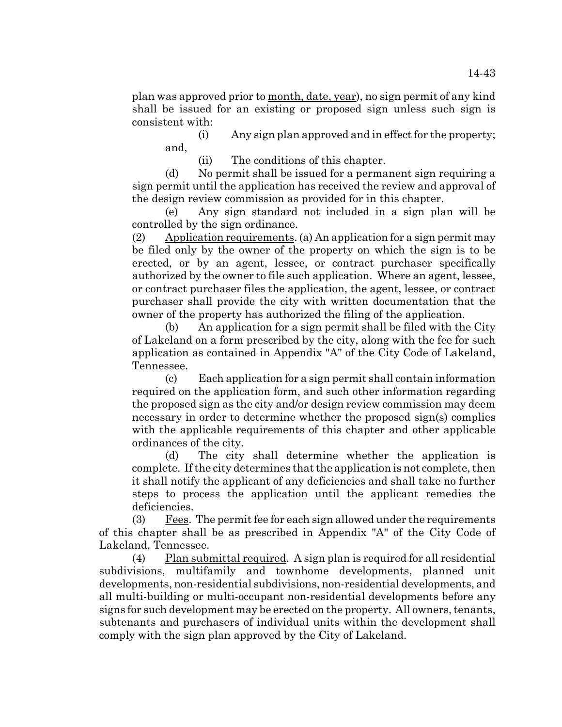plan was approved prior to month, date, year), no sign permit of any kind shall be issued for an existing or proposed sign unless such sign is consistent with:

(i) Any sign plan approved and in effect for the property; and,

(ii) The conditions of this chapter.

(d) No permit shall be issued for a permanent sign requiring a sign permit until the application has received the review and approval of the design review commission as provided for in this chapter.

(e) Any sign standard not included in a sign plan will be controlled by the sign ordinance.

(2) Application requirements. (a) An application for a sign permit may be filed only by the owner of the property on which the sign is to be erected, or by an agent, lessee, or contract purchaser specifically authorized by the owner to file such application. Where an agent, lessee, or contract purchaser files the application, the agent, lessee, or contract purchaser shall provide the city with written documentation that the owner of the property has authorized the filing of the application.

(b) An application for a sign permit shall be filed with the City of Lakeland on a form prescribed by the city, along with the fee for such application as contained in Appendix "A" of the City Code of Lakeland, Tennessee.

(c) Each application for a sign permit shall contain information required on the application form, and such other information regarding the proposed sign as the city and/or design review commission may deem necessary in order to determine whether the proposed sign(s) complies with the applicable requirements of this chapter and other applicable ordinances of the city.

(d) The city shall determine whether the application is complete. If the city determines that the application is not complete, then it shall notify the applicant of any deficiencies and shall take no further steps to process the application until the applicant remedies the deficiencies.

(3) Fees. The permit fee for each sign allowed under the requirements of this chapter shall be as prescribed in Appendix "A" of the City Code of Lakeland, Tennessee.

(4) Plan submittal required. A sign plan is required for all residential subdivisions, multifamily and townhome developments, planned unit developments, non-residential subdivisions, non-residential developments, and all multi-building or multi-occupant non-residential developments before any signs for such development may be erected on the property. All owners, tenants, subtenants and purchasers of individual units within the development shall comply with the sign plan approved by the City of Lakeland.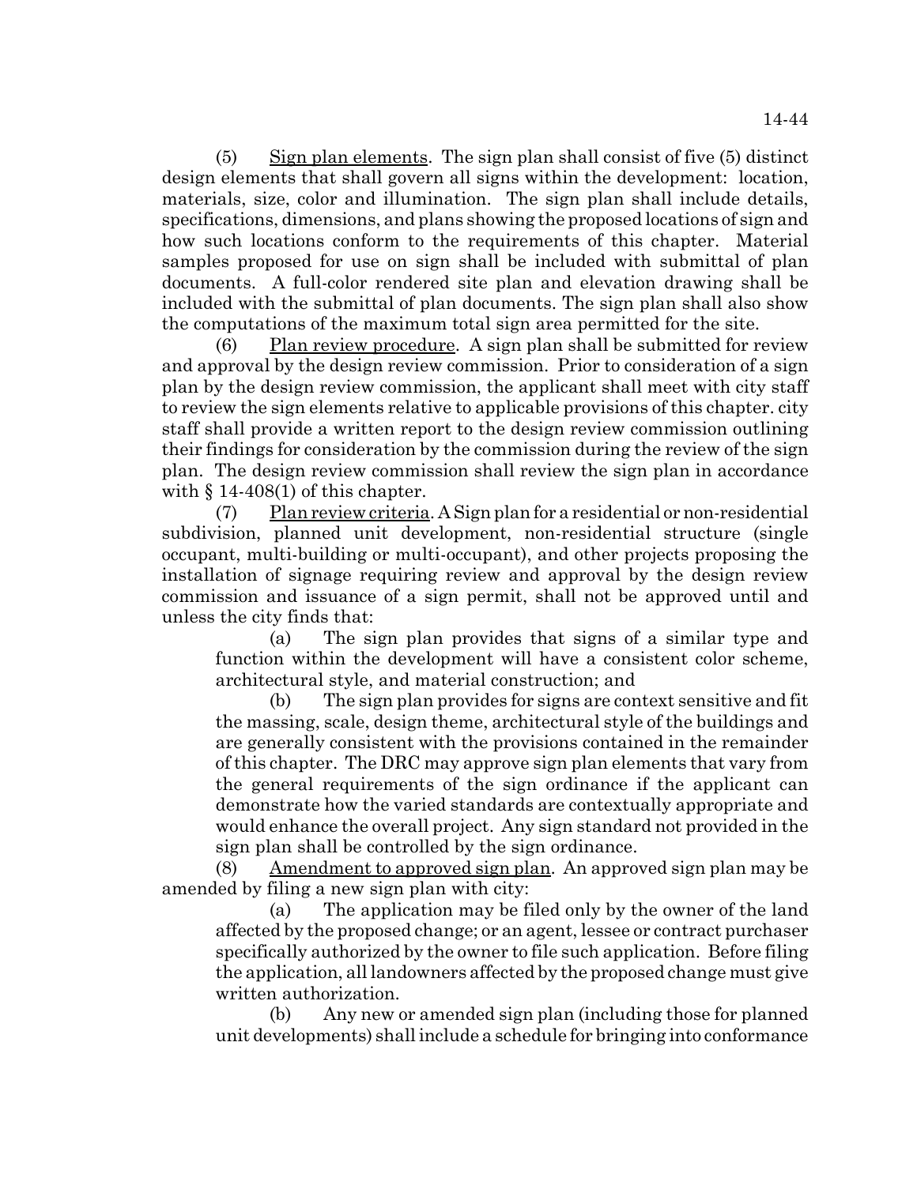(5) Sign plan elements. The sign plan shall consist of five (5) distinct design elements that shall govern all signs within the development: location, materials, size, color and illumination. The sign plan shall include details, specifications, dimensions, and plans showing the proposed locations of sign and how such locations conform to the requirements of this chapter. Material samples proposed for use on sign shall be included with submittal of plan documents. A full-color rendered site plan and elevation drawing shall be included with the submittal of plan documents. The sign plan shall also show the computations of the maximum total sign area permitted for the site.

(6) Plan review procedure. A sign plan shall be submitted for review and approval by the design review commission. Prior to consideration of a sign plan by the design review commission, the applicant shall meet with city staff to review the sign elements relative to applicable provisions of this chapter. city staff shall provide a written report to the design review commission outlining their findings for consideration by the commission during the review of the sign plan. The design review commission shall review the sign plan in accordance with § 14-408(1) of this chapter.

(7) Plan review criteria. A Sign plan for a residential or non-residential subdivision, planned unit development, non-residential structure (single occupant, multi-building or multi-occupant), and other projects proposing the installation of signage requiring review and approval by the design review commission and issuance of a sign permit, shall not be approved until and unless the city finds that:

(a) The sign plan provides that signs of a similar type and function within the development will have a consistent color scheme, architectural style, and material construction; and

(b) The sign plan provides for signs are context sensitive and fit the massing, scale, design theme, architectural style of the buildings and are generally consistent with the provisions contained in the remainder of this chapter. The DRC may approve sign plan elements that vary from the general requirements of the sign ordinance if the applicant can demonstrate how the varied standards are contextually appropriate and would enhance the overall project. Any sign standard not provided in the sign plan shall be controlled by the sign ordinance.

(8) Amendment to approved sign plan. An approved sign plan may be amended by filing a new sign plan with city:

(a) The application may be filed only by the owner of the land affected by the proposed change; or an agent, lessee or contract purchaser specifically authorized by the owner to file such application. Before filing the application, all landowners affected by the proposed change must give written authorization.

(b) Any new or amended sign plan (including those for planned unit developments) shall include a schedule for bringing into conformance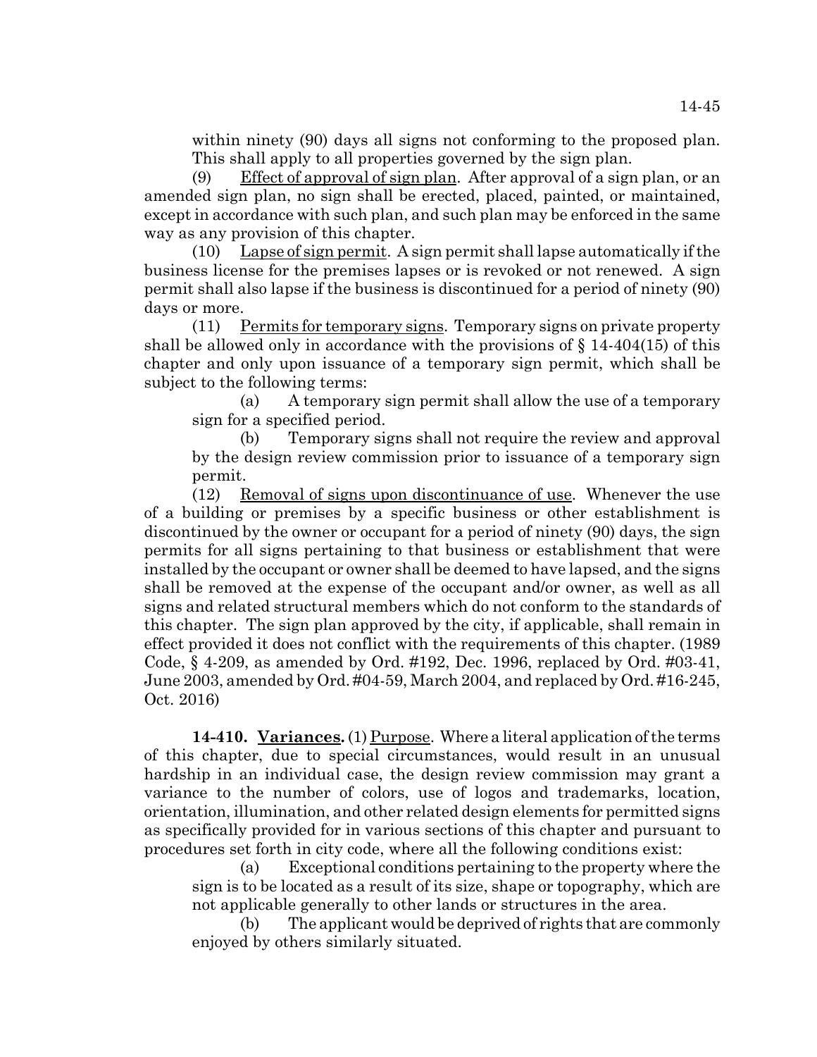within ninety (90) days all signs not conforming to the proposed plan. This shall apply to all properties governed by the sign plan.

(9) Effect of approval of sign plan. After approval of a sign plan, or an amended sign plan, no sign shall be erected, placed, painted, or maintained, except in accordance with such plan, and such plan may be enforced in the same way as any provision of this chapter.

(10) Lapse of sign permit. A sign permit shall lapse automatically if the business license for the premises lapses or is revoked or not renewed. A sign permit shall also lapse if the business is discontinued for a period of ninety (90) days or more.

(11) Permits for temporary signs. Temporary signs on private property shall be allowed only in accordance with the provisions of § 14-404(15) of this chapter and only upon issuance of a temporary sign permit, which shall be subject to the following terms:

(a) A temporary sign permit shall allow the use of a temporary sign for a specified period.

(b) Temporary signs shall not require the review and approval by the design review commission prior to issuance of a temporary sign permit.

(12) Removal of signs upon discontinuance of use. Whenever the use of a building or premises by a specific business or other establishment is discontinued by the owner or occupant for a period of ninety (90) days, the sign permits for all signs pertaining to that business or establishment that were installed by the occupant or owner shall be deemed to have lapsed, and the signs shall be removed at the expense of the occupant and/or owner, as well as all signs and related structural members which do not conform to the standards of this chapter. The sign plan approved by the city, if applicable, shall remain in effect provided it does not conflict with the requirements of this chapter. (1989 Code, § 4-209, as amended by Ord. #192, Dec. 1996, replaced by Ord. #03-41, June 2003, amended by Ord. #04-59, March 2004, and replaced by Ord. #16-245, Oct. 2016)

**14-410. Variances.** (1) Purpose. Where a literal application of the terms of this chapter, due to special circumstances, would result in an unusual hardship in an individual case, the design review commission may grant a variance to the number of colors, use of logos and trademarks, location, orientation, illumination, and other related design elements for permitted signs as specifically provided for in various sections of this chapter and pursuant to procedures set forth in city code, where all the following conditions exist:

(a) Exceptional conditions pertaining to the property where the sign is to be located as a result of its size, shape or topography, which are not applicable generally to other lands or structures in the area.

(b) The applicant would be deprived of rights that are commonly enjoyed by others similarly situated.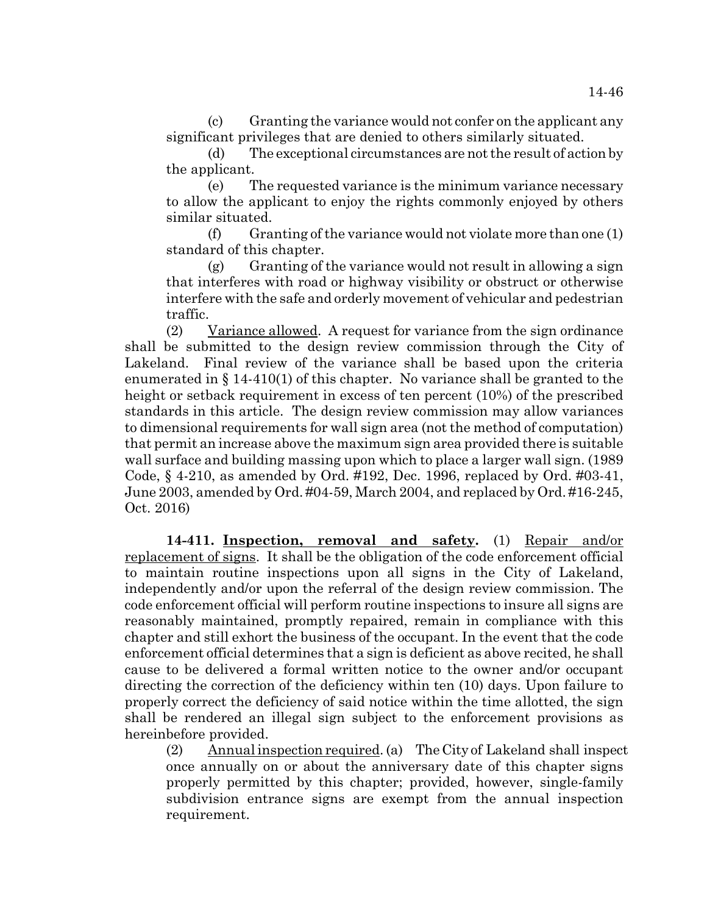(c) Granting the variance would not confer on the applicant any significant privileges that are denied to others similarly situated.

(d) The exceptional circumstances are not the result of action by the applicant.

(e) The requested variance is the minimum variance necessary to allow the applicant to enjoy the rights commonly enjoyed by others similar situated.

(f) Granting of the variance would not violate more than one (1) standard of this chapter.

(g) Granting of the variance would not result in allowing a sign that interferes with road or highway visibility or obstruct or otherwise interfere with the safe and orderly movement of vehicular and pedestrian traffic.

(2) Variance allowed. A request for variance from the sign ordinance shall be submitted to the design review commission through the City of Lakeland. Final review of the variance shall be based upon the criteria enumerated in § 14-410(1) of this chapter. No variance shall be granted to the height or setback requirement in excess of ten percent (10%) of the prescribed standards in this article. The design review commission may allow variances to dimensional requirements for wall sign area (not the method of computation) that permit an increase above the maximum sign area provided there is suitable wall surface and building massing upon which to place a larger wall sign. (1989 Code, § 4-210, as amended by Ord. #192, Dec. 1996, replaced by Ord. #03-41, June 2003, amended by Ord. #04-59, March 2004, and replaced by Ord. #16-245, Oct. 2016)

**14-411. Inspection, removal and safety.** (1) Repair and/or replacement of signs. It shall be the obligation of the code enforcement official to maintain routine inspections upon all signs in the City of Lakeland, independently and/or upon the referral of the design review commission. The code enforcement official will perform routine inspections to insure all signs are reasonably maintained, promptly repaired, remain in compliance with this chapter and still exhort the business of the occupant. In the event that the code enforcement official determines that a sign is deficient as above recited, he shall cause to be delivered a formal written notice to the owner and/or occupant directing the correction of the deficiency within ten (10) days. Upon failure to properly correct the deficiency of said notice within the time allotted, the sign shall be rendered an illegal sign subject to the enforcement provisions as hereinbefore provided.

(2) Annual inspection required. (a) The City of Lakeland shall inspect once annually on or about the anniversary date of this chapter signs properly permitted by this chapter; provided, however, single-family subdivision entrance signs are exempt from the annual inspection requirement.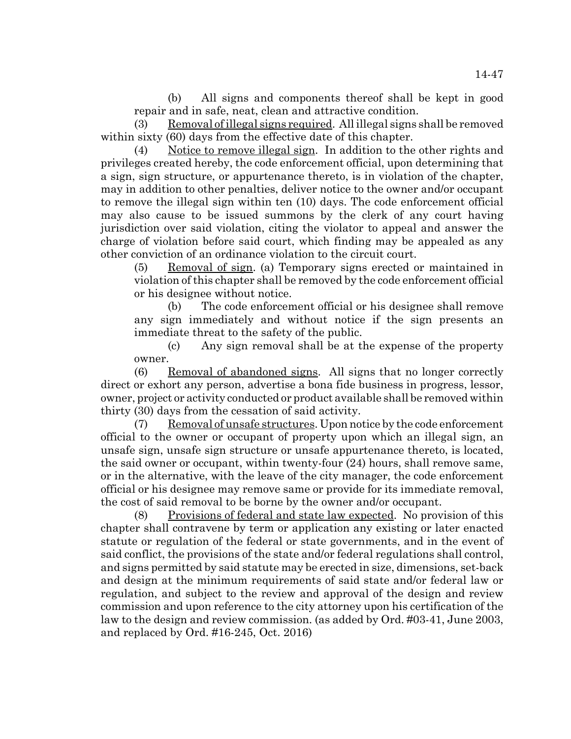(b) All signs and components thereof shall be kept in good repair and in safe, neat, clean and attractive condition.

(3) Removal of illegal signs required. All illegal signs shall be removed within sixty (60) days from the effective date of this chapter.

(4) Notice to remove illegal sign. In addition to the other rights and privileges created hereby, the code enforcement official, upon determining that a sign, sign structure, or appurtenance thereto, is in violation of the chapter, may in addition to other penalties, deliver notice to the owner and/or occupant to remove the illegal sign within ten (10) days. The code enforcement official may also cause to be issued summons by the clerk of any court having jurisdiction over said violation, citing the violator to appeal and answer the charge of violation before said court, which finding may be appealed as any other conviction of an ordinance violation to the circuit court.

(5) Removal of sign. (a) Temporary signs erected or maintained in violation of this chapter shall be removed by the code enforcement official or his designee without notice.

(b) The code enforcement official or his designee shall remove any sign immediately and without notice if the sign presents an immediate threat to the safety of the public.

(c) Any sign removal shall be at the expense of the property owner.

(6) Removal of abandoned signs. All signs that no longer correctly direct or exhort any person, advertise a bona fide business in progress, lessor, owner, project or activity conducted or product available shall be removed within thirty (30) days from the cessation of said activity.

(7) Removal of unsafe structures. Upon notice by the code enforcement official to the owner or occupant of property upon which an illegal sign, an unsafe sign, unsafe sign structure or unsafe appurtenance thereto, is located, the said owner or occupant, within twenty-four (24) hours, shall remove same, or in the alternative, with the leave of the city manager, the code enforcement official or his designee may remove same or provide for its immediate removal, the cost of said removal to be borne by the owner and/or occupant.

(8) Provisions of federal and state law expected. No provision of this chapter shall contravene by term or application any existing or later enacted statute or regulation of the federal or state governments, and in the event of said conflict, the provisions of the state and/or federal regulations shall control, and signs permitted by said statute may be erected in size, dimensions, set-back and design at the minimum requirements of said state and/or federal law or regulation, and subject to the review and approval of the design and review commission and upon reference to the city attorney upon his certification of the law to the design and review commission. (as added by Ord. #03-41, June 2003, and replaced by Ord. #16-245, Oct. 2016)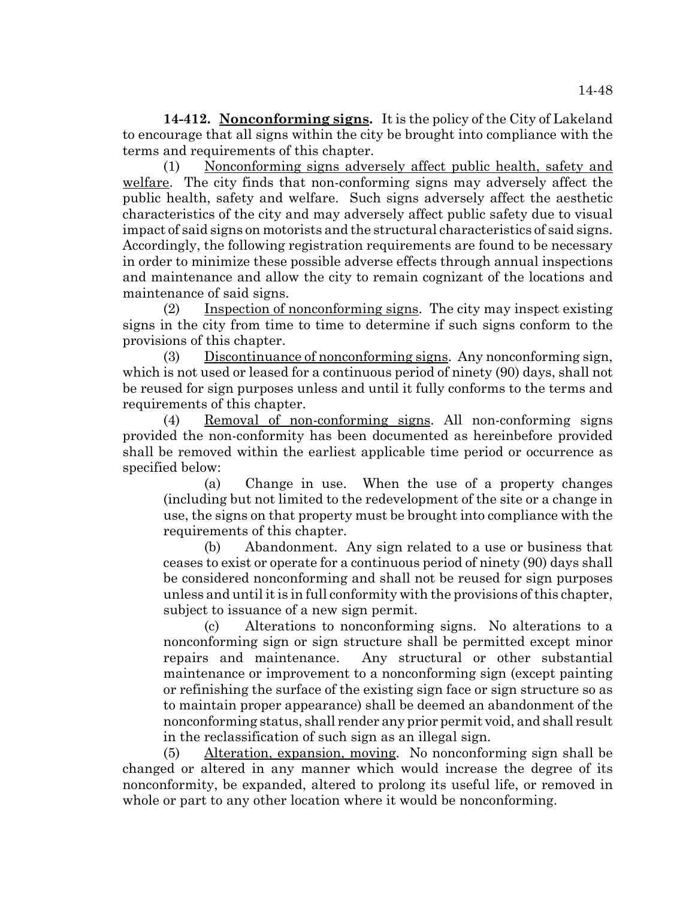**14-412. Nonconforming signs.** It is the policy of the City of Lakeland to encourage that all signs within the city be brought into compliance with the terms and requirements of this chapter.

(1) Nonconforming signs adversely affect public health, safety and welfare. The city finds that non-conforming signs may adversely affect the public health, safety and welfare. Such signs adversely affect the aesthetic characteristics of the city and may adversely affect public safety due to visual impact of said signs on motorists and the structural characteristics of said signs. Accordingly, the following registration requirements are found to be necessary in order to minimize these possible adverse effects through annual inspections and maintenance and allow the city to remain cognizant of the locations and maintenance of said signs.

(2) Inspection of nonconforming signs. The city may inspect existing signs in the city from time to time to determine if such signs conform to the provisions of this chapter.

(3) Discontinuance of nonconforming signs. Any nonconforming sign, which is not used or leased for a continuous period of ninety (90) days, shall not be reused for sign purposes unless and until it fully conforms to the terms and requirements of this chapter.

(4) Removal of non-conforming signs. All non-conforming signs provided the non-conformity has been documented as hereinbefore provided shall be removed within the earliest applicable time period or occurrence as specified below:

(a) Change in use. When the use of a property changes (including but not limited to the redevelopment of the site or a change in use, the signs on that property must be brought into compliance with the requirements of this chapter.

(b) Abandonment. Any sign related to a use or business that ceases to exist or operate for a continuous period of ninety (90) days shall be considered nonconforming and shall not be reused for sign purposes unless and until it is in full conformity with the provisions of this chapter, subject to issuance of a new sign permit.

(c) Alterations to nonconforming signs. No alterations to a nonconforming sign or sign structure shall be permitted except minor repairs and maintenance. Any structural or other substantial maintenance or improvement to a nonconforming sign (except painting or refinishing the surface of the existing sign face or sign structure so as to maintain proper appearance) shall be deemed an abandonment of the nonconforming status, shall render any prior permit void, and shall result in the reclassification of such sign as an illegal sign.

(5) Alteration, expansion, moving. No nonconforming sign shall be changed or altered in any manner which would increase the degree of its nonconformity, be expanded, altered to prolong its useful life, or removed in whole or part to any other location where it would be nonconforming.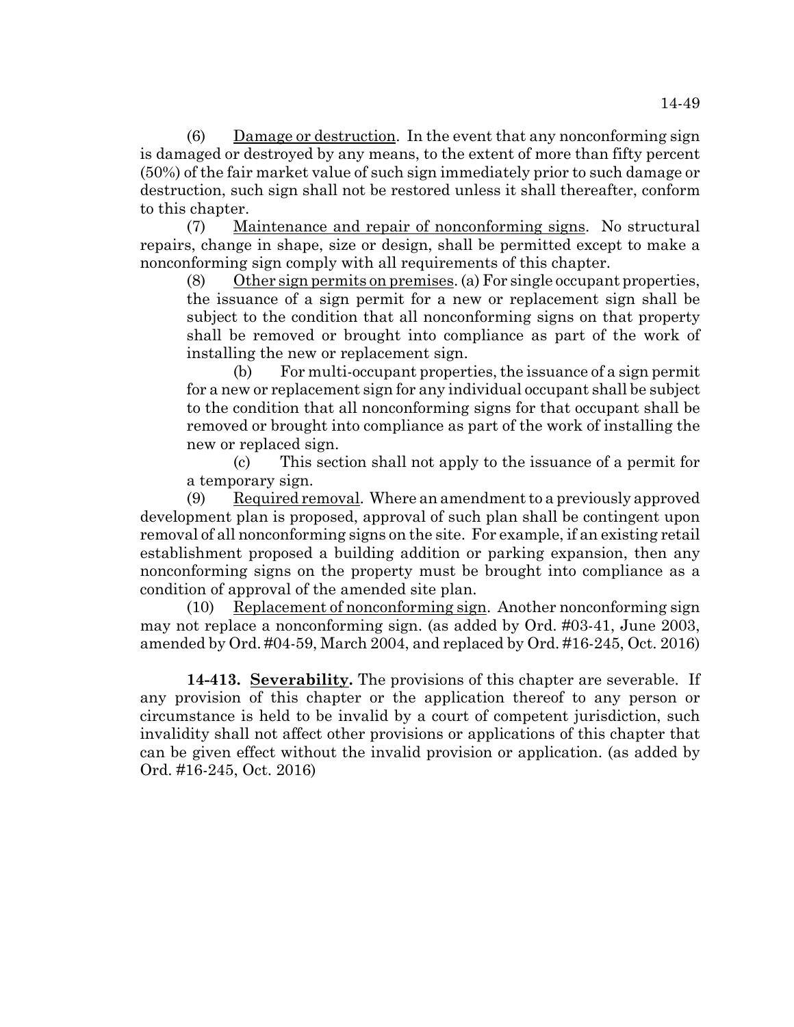(6) Damage or destruction. In the event that any nonconforming sign is damaged or destroyed by any means, to the extent of more than fifty percent (50%) of the fair market value of such sign immediately prior to such damage or destruction, such sign shall not be restored unless it shall thereafter, conform to this chapter.

(7) Maintenance and repair of nonconforming signs. No structural repairs, change in shape, size or design, shall be permitted except to make a nonconforming sign comply with all requirements of this chapter.

(8) Other sign permits on premises. (a) For single occupant properties, the issuance of a sign permit for a new or replacement sign shall be subject to the condition that all nonconforming signs on that property shall be removed or brought into compliance as part of the work of installing the new or replacement sign.

(b) For multi-occupant properties, the issuance of a sign permit for a new or replacement sign for any individual occupant shall be subject to the condition that all nonconforming signs for that occupant shall be removed or brought into compliance as part of the work of installing the new or replaced sign.

(c) This section shall not apply to the issuance of a permit for a temporary sign.

(9) Required removal. Where an amendment to a previously approved development plan is proposed, approval of such plan shall be contingent upon removal of all nonconforming signs on the site. For example, if an existing retail establishment proposed a building addition or parking expansion, then any nonconforming signs on the property must be brought into compliance as a condition of approval of the amended site plan.

(10) Replacement of nonconforming sign. Another nonconforming sign may not replace a nonconforming sign. (as added by Ord. #03-41, June 2003, amended by Ord. #04-59, March 2004, and replaced by Ord. #16-245, Oct. 2016)

**14-413. Severability.** The provisions of this chapter are severable. If any provision of this chapter or the application thereof to any person or circumstance is held to be invalid by a court of competent jurisdiction, such invalidity shall not affect other provisions or applications of this chapter that can be given effect without the invalid provision or application. (as added by Ord. #16-245, Oct. 2016)